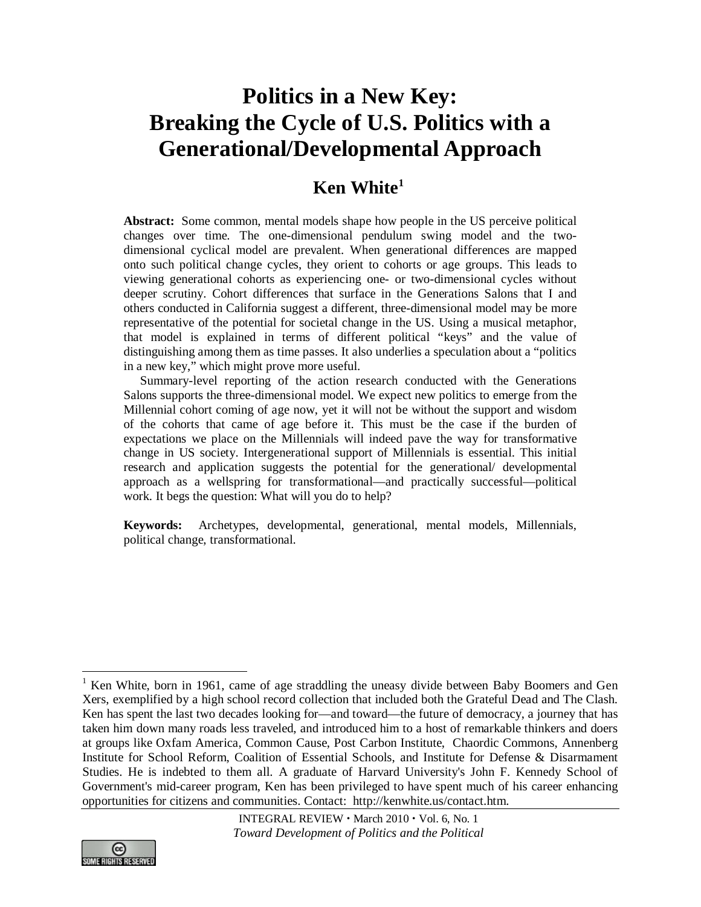# Politics in a New Key: Breaking the Cycle of U.S. Politics with a Generational/Developmental Approach

## Ken White[1]

**Abstract:** Some common, mental models shape how people in the US perceive political changes over time. The one-dimensional pendulum swing model and the two-dimensional cyclical model are prevalent. When generational differences are mapped onto such political change cycles, they orient to cohorts or age groups. This leads to viewing generational cohorts as experiencing one- or two-dimensional cycles without deeper scrutiny. Cohort differences that surface in the Generations Salons that I and others conducted in California suggest a different, three-dimensional model may be more representative of the potential for societal change in the US. Using a musical metaphor, that model is explained in terms of different political "keys" and the value of distinguishing among them as time passes. It also underlies a speculation about a "politics in a new key," which might prove more useful.

Summary-level reporting of the action research conducted with the Generations Salons supports the three-dimensional model. We expect new politics to emerge from the Millennial cohort coming of age now, yet it will not be without the support and wisdom of the cohorts that came of age before it. This must be the case if the burden of expectations we place on the Millennials will indeed pave the way for transformative change in US society. Intergenerational support of Millennials is essential. This initial research and application suggests the potential for the generational/ developmental approach as a wellspring for transformational—and practically successful—political work. It begs the question: What will you do to help?

**Keywords:** Archetypes, developmental, generational, mental models, Millennials, political change, transformational.

---

[1] Ken White, born in 1961, came of age straddling the uneasy divide between Baby Boomers and Gen Xers, exemplified by a high school record collection that included both the Grateful Dead and The Clash. Ken has spent the last two decades looking for—and toward—the future of democracy, a journey that has taken him down many roads less traveled, and introduced him to a host of remarkable thinkers and doers at groups like Oxfam America, Common Cause, Post Carbon Institute, Chaordic Commons, Annenberg Institute for School Reform, Coalition of Essential Schools, and Institute for Defense & Disarmament Studies. He is indebted to them all. A graduate of Harvard University's John F. Kennedy School of Government's mid-career program, Ken has been privileged to have spent much of his career enhancing opportunities for citizens and communities. Contact: http://kenwhite.us/contact.htm.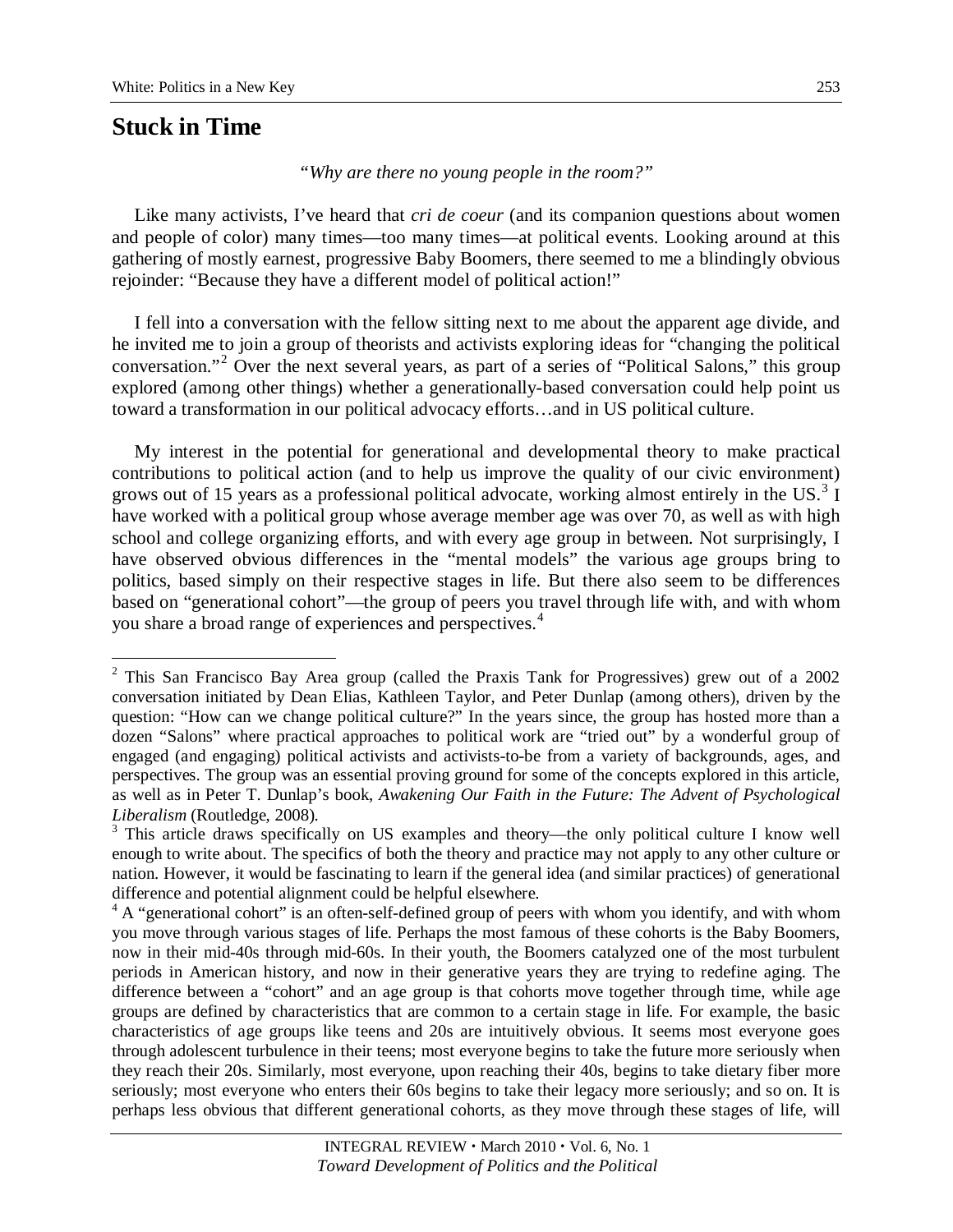## Stuck in Time

*"Why are there no young people in the room?"*

Like many activists, I've heard that *cri de coeur* (and its companion questions about women and people of color) many times—too many times—at political events. Looking around at this gathering of mostly earnest, progressive Baby Boomers, there seemed to me a blindingly obvious rejoinder: "Because they have a different model of political action!"

I fell into a conversation with the fellow sitting next to me about the apparent age divide, and he invited me to join a group of theorists and activists exploring ideas for "changing the political conversation."[2] Over the next several years, as part of a series of "Political Salons," this group explored (among other things) whether a generationally-based conversation could help point us toward a transformation in our political advocacy efforts…and in US political culture.

My interest in the potential for generational and developmental theory to make practical contributions to political action (and to help us improve the quality of our civic environment) grows out of 15 years as a professional political advocate, working almost entirely in the US.[3] I have worked with a political group whose average member age was over 70, as well as with high school and college organizing efforts, and with every age group in between. Not surprisingly, I have observed obvious differences in the "mental models" the various age groups bring to politics, based simply on their respective stages in life. But there also seem to be differences based on "generational cohort"—the group of peers you travel through life with, and with whom you share a broad range of experiences and perspectives.[4]

---

[2] This San Francisco Bay Area group (called the Praxis Tank for Progressives) grew out of a 2002 conversation initiated by Dean Elias, Kathleen Taylor, and Peter Dunlap (among others), driven by the question: "How can we change political culture?" In the years since, the group has hosted more than a dozen "Salons" where practical approaches to political work are "tried out" by a wonderful group of engaged (and engaging) political activists and activists-to-be from a variety of backgrounds, ages, and perspectives. The group was an essential proving ground for some of the concepts explored in this article, as well as in Peter T. Dunlap's book, *Awakening Our Faith in the Future: The Advent of Psychological Liberalism* (Routledge, 2008).

[3] This article draws specifically on US examples and theory—the only political culture I know well enough to write about. The specifics of both the theory and practice may not apply to any other culture or nation. However, it would be fascinating to learn if the general idea (and similar practices) of generational difference and potential alignment could be helpful elsewhere.

[4] A "generational cohort" is an often-self-defined group of peers with whom you identify, and with whom you move through various stages of life. Perhaps the most famous of these cohorts is the Baby Boomers, now in their mid-40s through mid-60s. In their youth, the Boomers catalyzed one of the most turbulent periods in American history, and now in their generative years they are trying to redefine aging. The difference between a "cohort" and an age group is that cohorts move together through time, while age groups are defined by characteristics that are common to a certain stage in life. For example, the basic characteristics of age groups like teens and 20s are intuitively obvious. It seems most everyone goes through adolescent turbulence in their teens; most everyone begins to take the future more seriously when they reach their 20s. Similarly, most everyone, upon reaching their 40s, begins to take dietary fiber more seriously; most everyone who enters their 60s begins to take their legacy more seriously; and so on. It is perhaps less obvious that different generational cohorts, as they move through these stages of life, will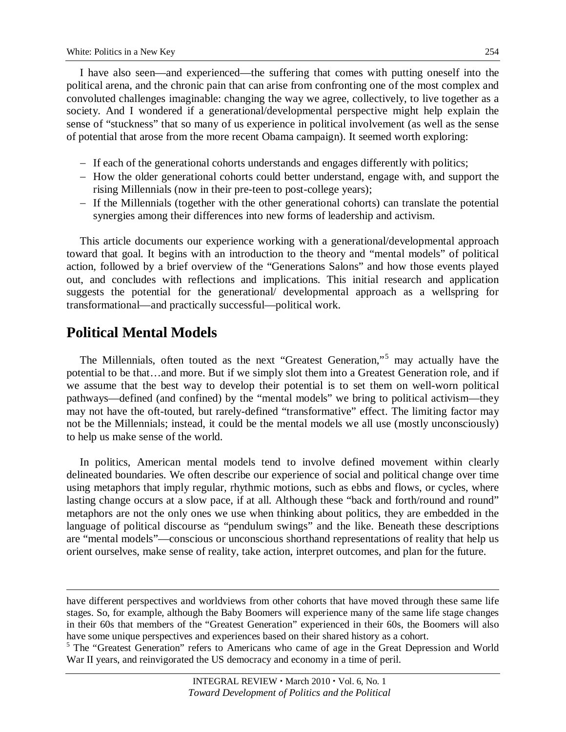I have also seen—and experienced—the suffering that comes with putting oneself into the political arena, and the chronic pain that can arise from confronting one of the most complex and convoluted challenges imaginable: changing the way we agree, collectively, to live together as a society. And I wondered if a generational/developmental perspective might help explain the sense of "stuckness" that so many of us experience in political involvement (as well as the sense of potential that arose from the more recent Obama campaign). It seemed worth exploring:

- If each of the generational cohorts understands and engages differently with politics;
- How the older generational cohorts could better understand, engage with, and support the rising Millennials (now in their pre-teen to post-college years);
- If the Millennials (together with the other generational cohorts) can translate the potential synergies among their differences into new forms of leadership and activism.

This article documents our experience working with a generational/developmental approach toward that goal. It begins with an introduction to the theory and "mental models" of political action, followed by a brief overview of the "Generations Salons" and how those events played out, and concludes with reflections and implications. This initial research and application suggests the potential for the generational/ developmental approach as a wellspring for transformational—and practically successful—political work.

## Political Mental Models

The Millennials, often touted as the next "Greatest Generation,"[5] may actually have the potential to be that…and more. But if we simply slot them into a Greatest Generation role, and if we assume that the best way to develop their potential is to set them on well-worn political pathways—defined (and confined) by the "mental models" we bring to political activism—they may not have the oft-touted, but rarely-defined "transformative" effect. The limiting factor may not be the Millennials; instead, it could be the mental models we all use (mostly unconsciously) to help us make sense of the world.

In politics, American mental models tend to involve defined movement within clearly delineated boundaries. We often describe our experience of social and political change over time using metaphors that imply regular, rhythmic motions, such as ebbs and flows, or cycles, where lasting change occurs at a slow pace, if at all. Although these "back and forth/round and round" metaphors are not the only ones we use when thinking about politics, they are embedded in the language of political discourse as "pendulum swings" and the like. Beneath these descriptions are "mental models"—conscious or unconscious shorthand representations of reality that help us orient ourselves, make sense of reality, take action, interpret outcomes, and plan for the future.

---

have different perspectives and worldviews from other cohorts that have moved through these same life stages. So, for example, although the Baby Boomers will experience many of the same life stage changes in their 60s that members of the "Greatest Generation" experienced in their 60s, the Boomers will also have some unique perspectives and experiences based on their shared history as a cohort.

[5] The "Greatest Generation" refers to Americans who came of age in the Great Depression and World War II years, and reinvigorated the US democracy and economy in a time of peril.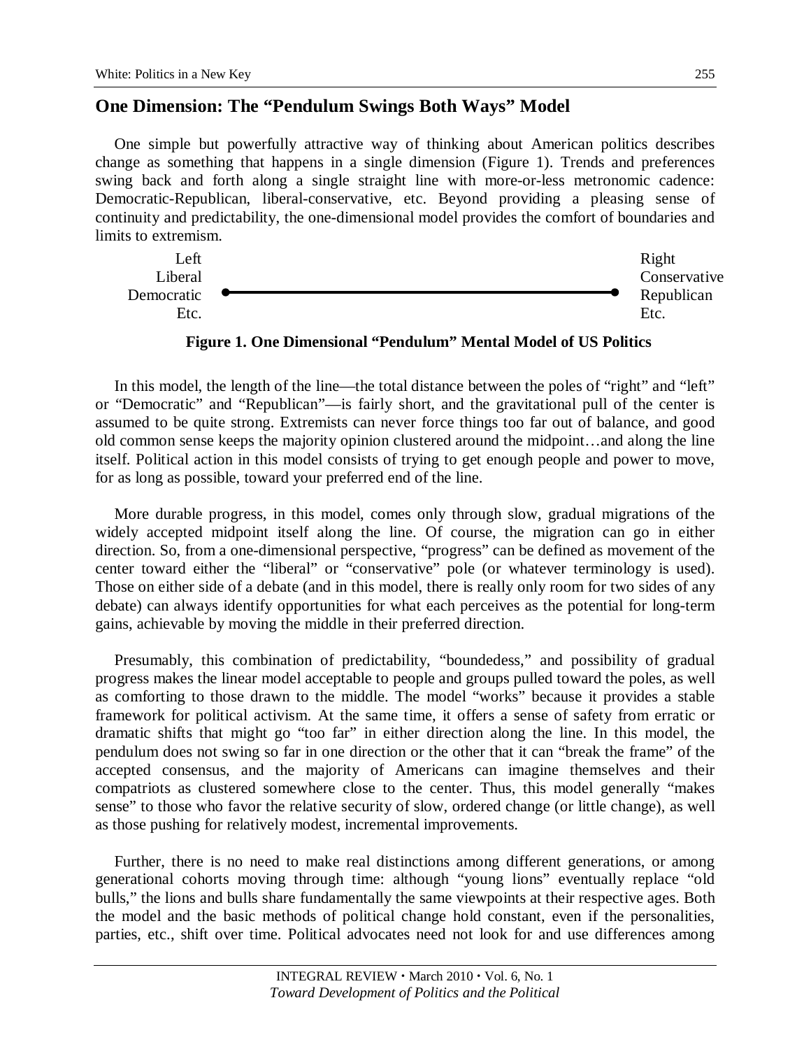## One Dimension: The "Pendulum Swings Both Ways" Model

One simple but powerfully attractive way of thinking about American politics describes change as something that happens in a single dimension (Figure 1). Trends and preferences swing back and forth along a single straight line with more-or-less metronomic cadence: Democratic-Republican, liberal-conservative, etc. Beyond providing a pleasing sense of continuity and predictability, the one-dimensional model provides the comfort of boundaries and limits to extremism.

Left
Liberal
Democratic
Etc.

Right
Conservative
Republican
Etc.

**Figure 1. One Dimensional "Pendulum" Mental Model of US Politics**

In this model, the length of the line—the total distance between the poles of "right" and "left" or "Democratic" and "Republican"—is fairly short, and the gravitational pull of the center is assumed to be quite strong. Extremists can never force things too far out of balance, and good old common sense keeps the majority opinion clustered around the midpoint…and along the line itself. Political action in this model consists of trying to get enough people and power to move, for as long as possible, toward your preferred end of the line.

More durable progress, in this model, comes only through slow, gradual migrations of the widely accepted midpoint itself along the line. Of course, the migration can go in either direction. So, from a one-dimensional perspective, "progress" can be defined as movement of the center toward either the "liberal" or "conservative" pole (or whatever terminology is used). Those on either side of a debate (and in this model, there is really only room for two sides of any debate) can always identify opportunities for what each perceives as the potential for long-term gains, achievable by moving the middle in their preferred direction.

Presumably, this combination of predictability, "boundedess," and possibility of gradual progress makes the linear model acceptable to people and groups pulled toward the poles, as well as comforting to those drawn to the middle. The model "works" because it provides a stable framework for political activism. At the same time, it offers a sense of safety from erratic or dramatic shifts that might go "too far" in either direction along the line. In this model, the pendulum does not swing so far in one direction or the other that it can "break the frame" of the accepted consensus, and the majority of Americans can imagine themselves and their compatriots as clustered somewhere close to the center. Thus, this model generally "makes sense" to those who favor the relative security of slow, ordered change (or little change), as well as those pushing for relatively modest, incremental improvements.

Further, there is no need to make real distinctions among different generations, or among generational cohorts moving through time: although "young lions" eventually replace "old bulls," the lions and bulls share fundamentally the same viewpoints at their respective ages. Both the model and the basic methods of political change hold constant, even if the personalities, parties, etc., shift over time. Political advocates need not look for and use differences among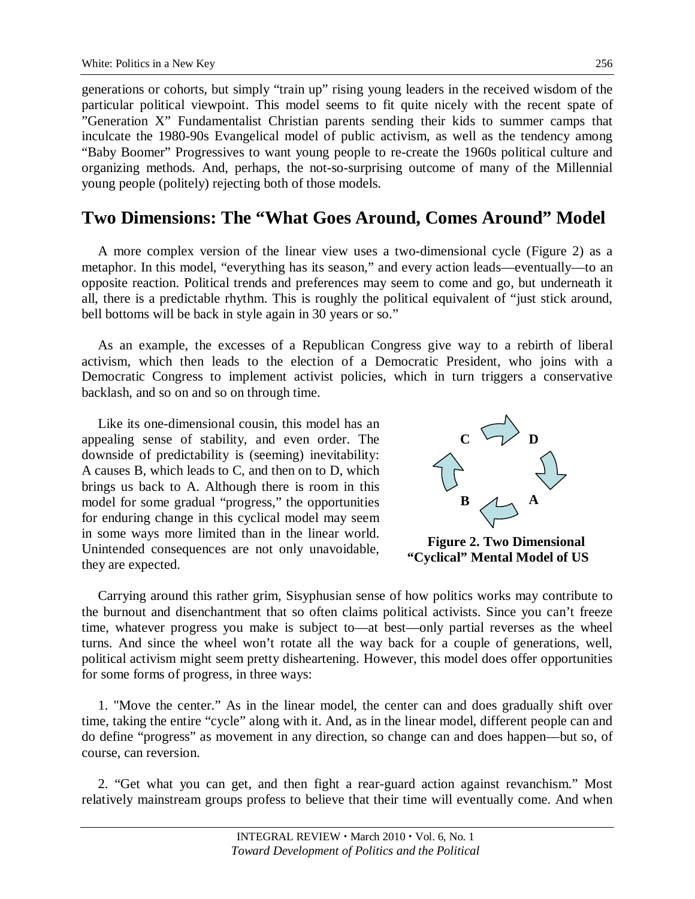generations or cohorts, but simply "train up" rising young leaders in the received wisdom of the particular political viewpoint. This model seems to fit quite nicely with the recent spate of "Generation X" Fundamentalist Christian parents sending their kids to summer camps that inculcate the 1980-90s Evangelical model of public activism, as well as the tendency among "Baby Boomer" Progressives to want young people to re-create the 1960s political culture and organizing methods. And, perhaps, the not-so-surprising outcome of many of the Millennial young people (politely) rejecting both of those models.

## Two Dimensions: The "What Goes Around, Comes Around" Model

A more complex version of the linear view uses a two-dimensional cycle (Figure 2) as a metaphor. In this model, "everything has its season," and every action leads—eventually—to an opposite reaction. Political trends and preferences may seem to come and go, but underneath it all, there is a predictable rhythm. This is roughly the political equivalent of "just stick around, bell bottoms will be back in style again in 30 years or so."

As an example, the excesses of a Republican Congress give way to a rebirth of liberal activism, which then leads to the election of a Democratic President, who joins with a Democratic Congress to implement activist policies, which in turn triggers a conservative backlash, and so on and so on through time.

Like its one-dimensional cousin, this model has an appealing sense of stability, and even order. The downside of predictability is (seeming) inevitability: A causes B, which leads to C, and then on to D, which brings us back to A. Although there is room in this model for some gradual "progress," the opportunities for enduring change in this cyclical model may seem in some ways more limited than in the linear world. Unintended consequences are not only unavoidable, they are expected.

**Figure 2. Two Dimensional "Cyclical" Mental Model of US**

Carrying around this rather grim, Sisyphusian sense of how politics works may contribute to the burnout and disenchantment that so often claims political activists. Since you can't freeze time, whatever progress you make is subject to—at best—only partial reverses as the wheel turns. And since the wheel won't rotate all the way back for a couple of generations, well, political activism might seem pretty disheartening. However, this model does offer opportunities for some forms of progress, in three ways:

1. "Move the center." As in the linear model, the center can and does gradually shift over time, taking the entire "cycle" along with it. And, as in the linear model, different people can and do define "progress" as movement in any direction, so change can and does happen—but so, of course, can reversion.

2. "Get what you can get, and then fight a rear-guard action against revanchism." Most relatively mainstream groups profess to believe that their time will eventually come. And when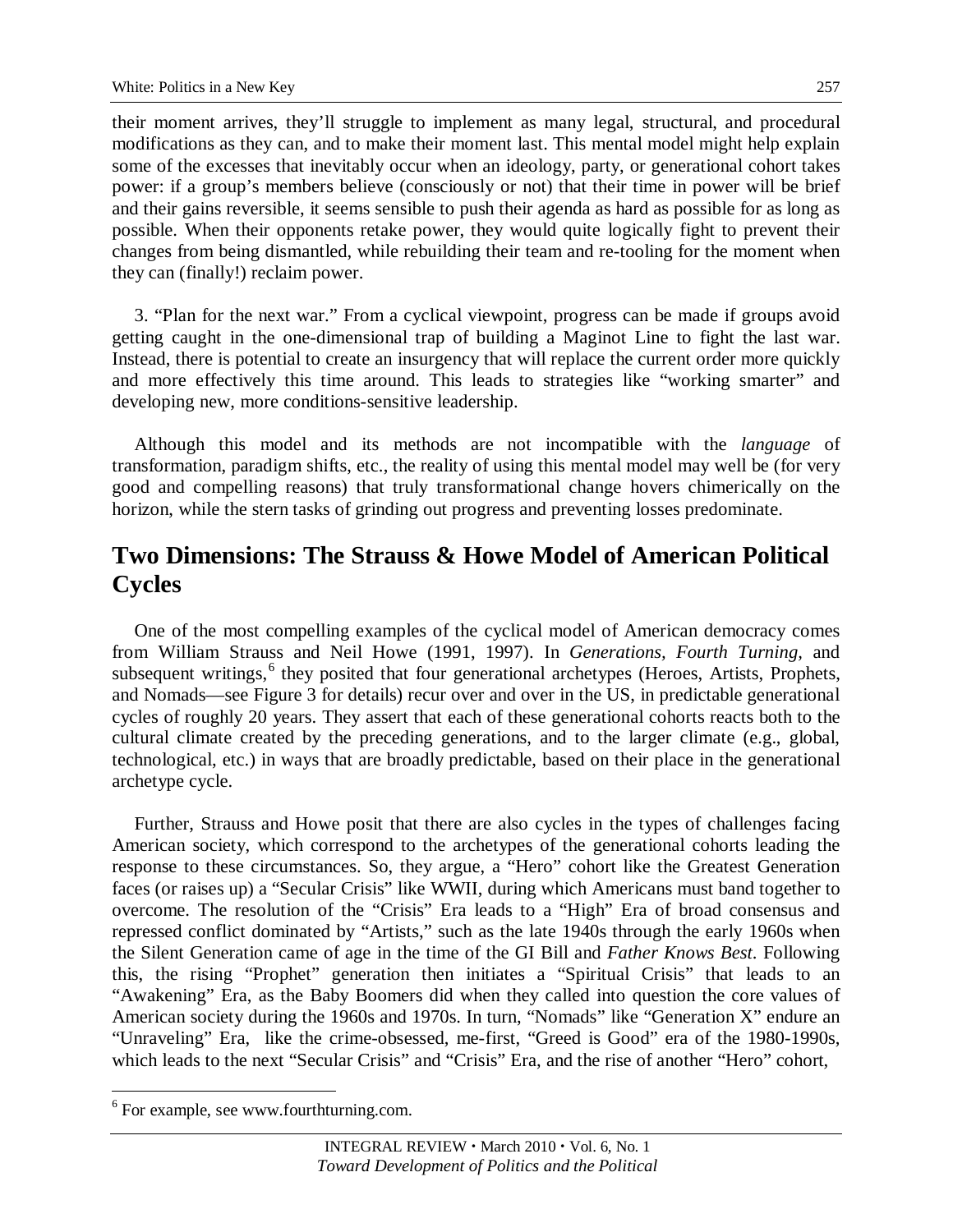their moment arrives, they'll struggle to implement as many legal, structural, and procedural modifications as they can, and to make their moment last. This mental model might help explain some of the excesses that inevitably occur when an ideology, party, or generational cohort takes power: if a group's members believe (consciously or not) that their time in power will be brief and their gains reversible, it seems sensible to push their agenda as hard as possible for as long as possible. When their opponents retake power, they would quite logically fight to prevent their changes from being dismantled, while rebuilding their team and re-tooling for the moment when they can (finally!) reclaim power.

3. "Plan for the next war." From a cyclical viewpoint, progress can be made if groups avoid getting caught in the one-dimensional trap of building a Maginot Line to fight the last war. Instead, there is potential to create an insurgency that will replace the current order more quickly and more effectively this time around. This leads to strategies like "working smarter" and developing new, more conditions-sensitive leadership.

Although this model and its methods are not incompatible with the *language* of transformation, paradigm shifts, etc., the reality of using this mental model may well be (for very good and compelling reasons) that truly transformational change hovers chimerically on the horizon, while the stern tasks of grinding out progress and preventing losses predominate.

## Two Dimensions: The Strauss & Howe Model of American Political Cycles

One of the most compelling examples of the cyclical model of American democracy comes from William Strauss and Neil Howe (1991, 1997). In *Generations, Fourth Turning,* and subsequent writings,[6] they posited that four generational archetypes (Heroes, Artists, Prophets, and Nomads—see Figure 3 for details) recur over and over in the US, in predictable generational cycles of roughly 20 years. They assert that each of these generational cohorts reacts both to the cultural climate created by the preceding generations, and to the larger climate (e.g., global, technological, etc.) in ways that are broadly predictable, based on their place in the generational archetype cycle.

Further, Strauss and Howe posit that there are also cycles in the types of challenges facing American society, which correspond to the archetypes of the generational cohorts leading the response to these circumstances. So, they argue, a "Hero" cohort like the Greatest Generation faces (or raises up) a "Secular Crisis" like WWII, during which Americans must band together to overcome. The resolution of the "Crisis" Era leads to a "High" Era of broad consensus and repressed conflict dominated by "Artists," such as the late 1940s through the early 1960s when the Silent Generation came of age in the time of the GI Bill and *Father Knows Best*. Following this, the rising "Prophet" generation then initiates a "Spiritual Crisis" that leads to an "Awakening" Era, as the Baby Boomers did when they called into question the core values of American society during the 1960s and 1970s. In turn, "Nomads" like "Generation X" endure an "Unraveling" Era, like the crime-obsessed, me-first, "Greed is Good" era of the 1980-1990s, which leads to the next "Secular Crisis" and "Crisis" Era, and the rise of another "Hero" cohort,

---

[6] For example, see www.fourthturning.com.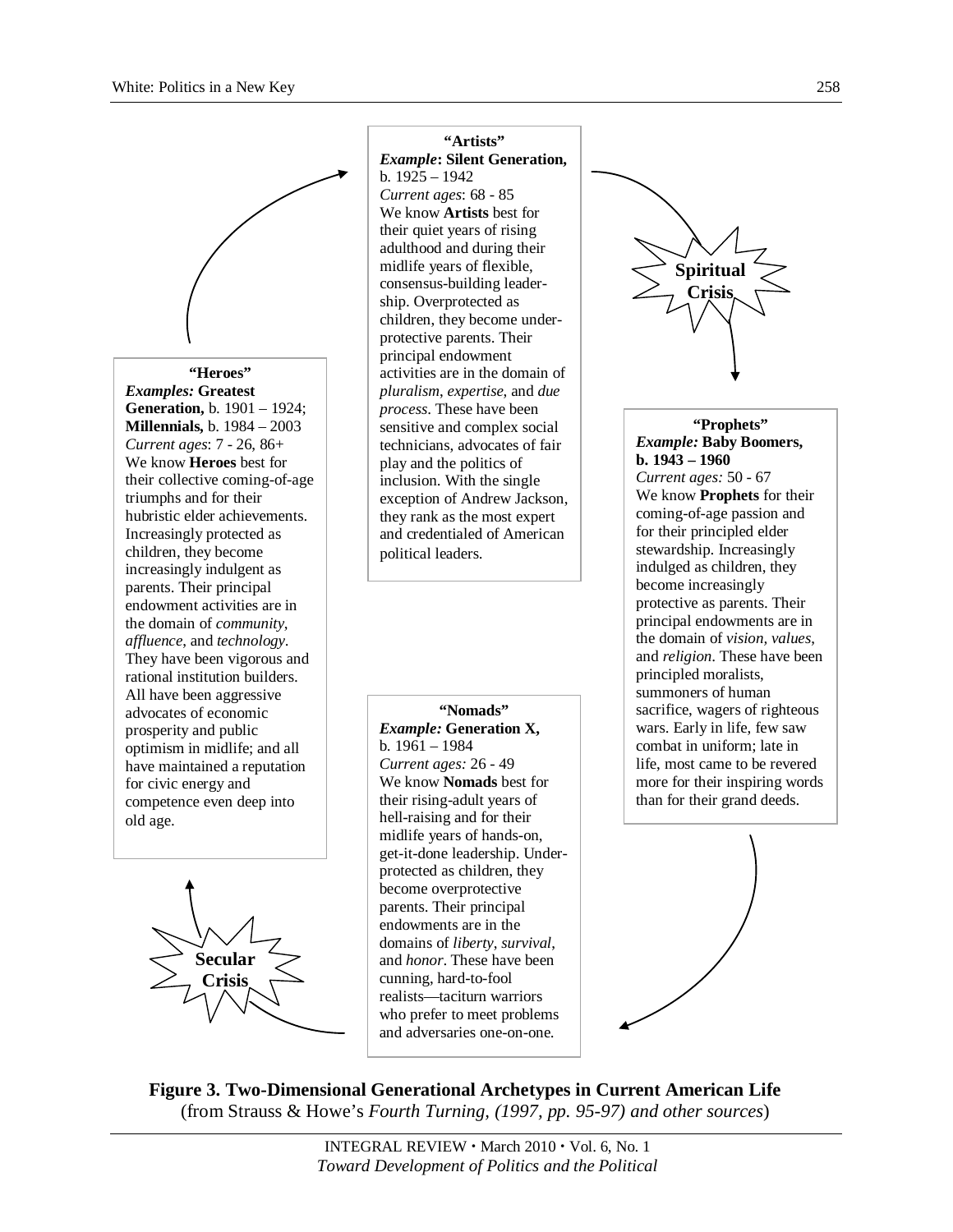**"Artists"**
***Example*: Silent Generation,** b. 1925 – 1942
*Current ages*: 68 - 85
We know **Artists** best for their quiet years of rising adulthood and during their midlife years of flexible, consensus-building leadership. Overprotected as children, they become underprotective parents. Their principal endowment activities are in the domain of *pluralism*, *expertise*, and *due process*. These have been sensitive and complex social technicians, advocates of fair play and the politics of inclusion. With the single exception of Andrew Jackson, they rank as the most expert and credentialed of American political leaders.

**Spiritual Crisis**

**"Prophets"**
***Example:* Baby Boomers, b. 1943 – 1960**
*Current ages:* 50 - 67
We know **Prophets** for their coming-of-age passion and for their principled elder stewardship. Increasingly indulged as children, they become increasingly protective as parents. Their principal endowments are in the domain of *vision, values*, and *religion*. These have been principled moralists, summoners of human sacrifice, wagers of righteous wars. Early in life, few saw combat in uniform; late in life, most came to be revered more for their inspiring words than for their grand deeds.

**"Nomads"**
***Example:* Generation X,** b. 1961 – 1984
*Current ages:* 26 - 49
We know **Nomads** best for their rising-adult years of hell-raising and for their midlife years of hands-on, get-it-done leadership. Underprotected as children, they become overprotective parents. Their principal endowments are in the domains of *liberty*, *survival*, and *honor*. These have been cunning, hard-to-fool realists—taciturn warriors who prefer to meet problems and adversaries one-on-one.

**Secular Crisis**

**"Heroes"**
***Examples:* Greatest Generation,** b. 1901 – 1924; **Millennials,** b. 1984 – 2003
*Current ages*: 7 - 26, 86+
We know **Heroes** best for their collective coming-of-age triumphs and for their hubristic elder achievements. Increasingly protected as children, they become increasingly indulgent as parents. Their principal endowment activities are in the domain of *community*, *affluence*, and *technology*. They have been vigorous and rational institution builders. All have been aggressive advocates of economic prosperity and public optimism in midlife; and all have maintained a reputation for civic energy and competence even deep into old age.

**Figure 3. Two-Dimensional Generational Archetypes in Current American Life**
(from Strauss & Howe's *Fourth Turning, (1997, pp. 95-97) and other sources*)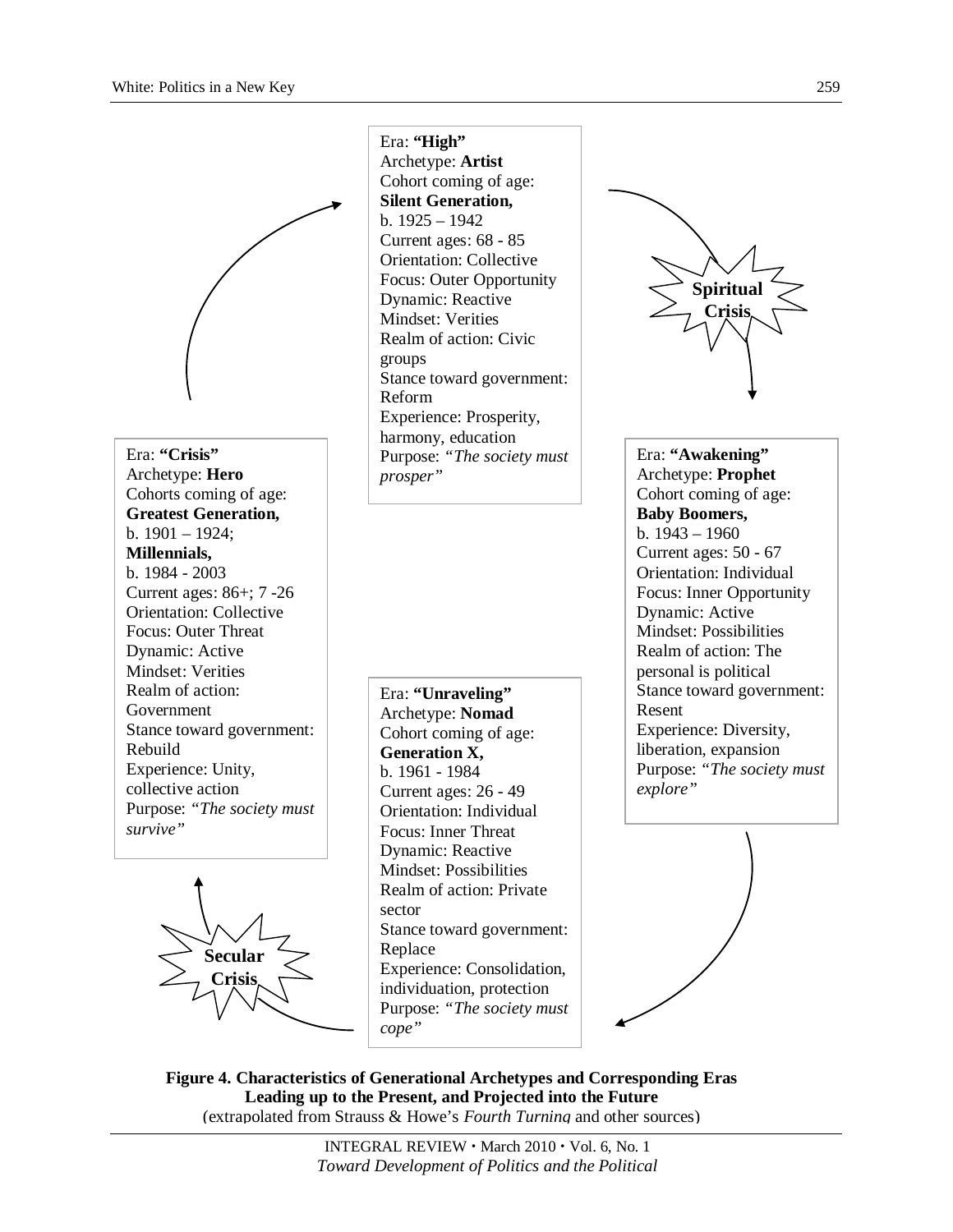Era: **"High"**
Archetype: **Artist**
Cohort coming of age:
**Silent Generation,**
b. 1925 – 1942
Current ages: 68 - 85
Orientation: Collective
Focus: Outer Opportunity
Dynamic: Reactive
Mindset: Verities
Realm of action: Civic groups
Stance toward government: Reform
Experience: Prosperity, harmony, education
Purpose: *"The society must prosper"*

**Spiritual Crisis**

Era: **"Awakening"**
Archetype: **Prophet**
Cohort coming of age:
**Baby Boomers,**
b. 1943 – 1960
Current ages: 50 - 67
Orientation: Individual
Focus: Inner Opportunity
Dynamic: Active
Mindset: Possibilities
Realm of action: The personal is political
Stance toward government: Resent
Experience: Diversity, liberation, expansion
Purpose: *"The society must explore"*

Era: **"Unraveling"**
Archetype: **Nomad**
Cohort coming of age:
**Generation X,**
b. 1961 - 1984
Current ages: 26 - 49
Orientation: Individual
Focus: Inner Threat
Dynamic: Reactive
Mindset: Possibilities
Realm of action: Private sector
Stance toward government: Replace
Experience: Consolidation, individuation, protection
Purpose: *"The society must cope"*

**Secular Crisis**

Era: **"Crisis"**
Archetype: **Hero**
Cohorts coming of age:
**Greatest Generation,**
b. 1901 – 1924;
**Millennials,**
b. 1984 - 2003
Current ages: 86+; 7 -26
Orientation: Collective
Focus: Outer Threat
Dynamic: Active
Mindset: Verities
Realm of action: Government
Stance toward government: Rebuild
Experience: Unity, collective action
Purpose: *"The society must survive"*

**Figure 4. Characteristics of Generational Archetypes and Corresponding Eras Leading up to the Present, and Projected into the Future**
(extrapolated from Strauss & Howe's *Fourth Turning* and other sources)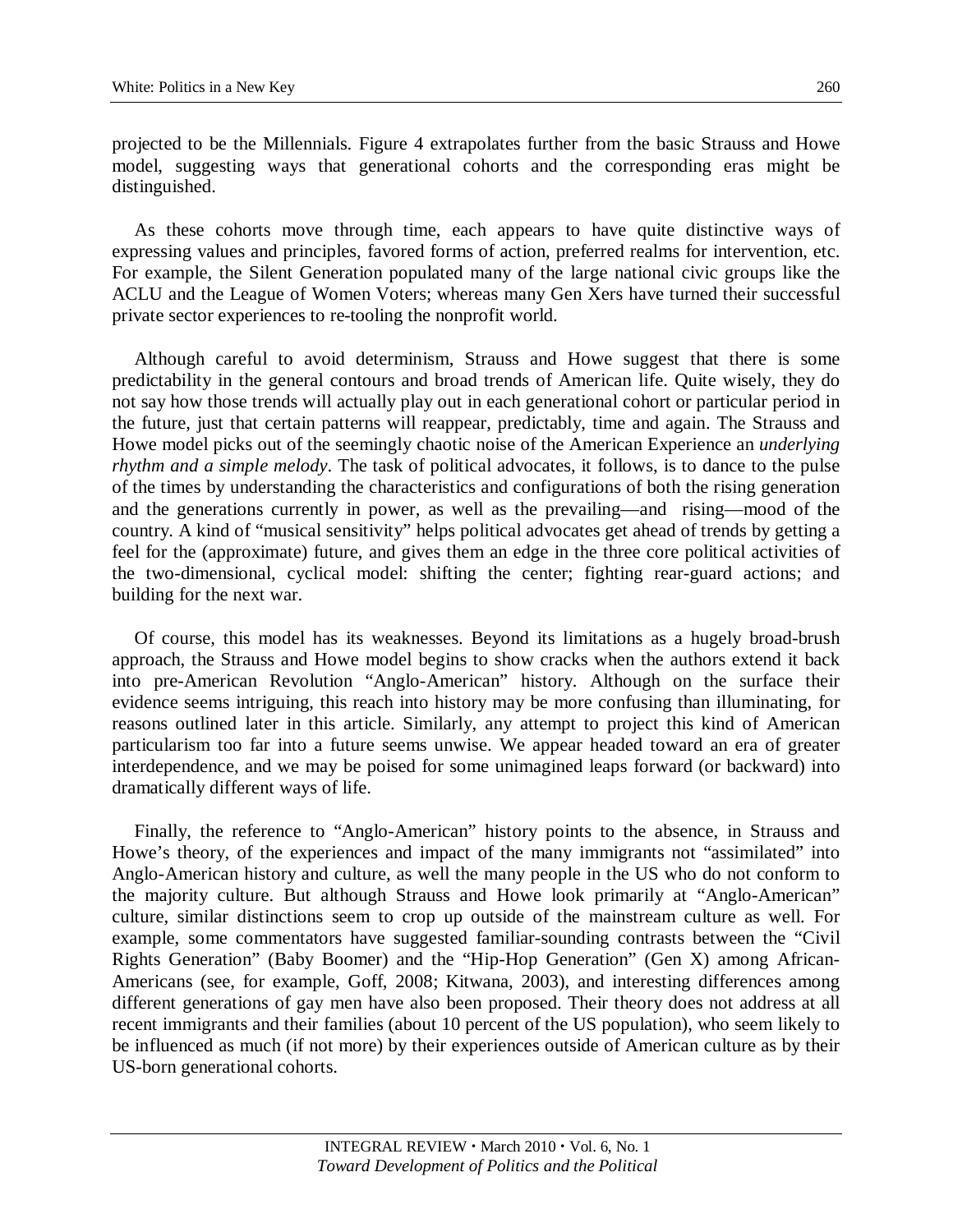projected to be the Millennials. Figure 4 extrapolates further from the basic Strauss and Howe model, suggesting ways that generational cohorts and the corresponding eras might be distinguished.

As these cohorts move through time, each appears to have quite distinctive ways of expressing values and principles, favored forms of action, preferred realms for intervention, etc. For example, the Silent Generation populated many of the large national civic groups like the ACLU and the League of Women Voters; whereas many Gen Xers have turned their successful private sector experiences to re-tooling the nonprofit world.

Although careful to avoid determinism, Strauss and Howe suggest that there is some predictability in the general contours and broad trends of American life. Quite wisely, they do not say how those trends will actually play out in each generational cohort or particular period in the future, just that certain patterns will reappear, predictably, time and again. The Strauss and Howe model picks out of the seemingly chaotic noise of the American Experience an *underlying rhythm and a simple melody*. The task of political advocates, it follows, is to dance to the pulse of the times by understanding the characteristics and configurations of both the rising generation and the generations currently in power, as well as the prevailing—and rising—mood of the country. A kind of "musical sensitivity" helps political advocates get ahead of trends by getting a feel for the (approximate) future, and gives them an edge in the three core political activities of the two-dimensional, cyclical model: shifting the center; fighting rear-guard actions; and building for the next war.

Of course, this model has its weaknesses. Beyond its limitations as a hugely broad-brush approach, the Strauss and Howe model begins to show cracks when the authors extend it back into pre-American Revolution "Anglo-American" history. Although on the surface their evidence seems intriguing, this reach into history may be more confusing than illuminating, for reasons outlined later in this article. Similarly, any attempt to project this kind of American particularism too far into a future seems unwise. We appear headed toward an era of greater interdependence, and we may be poised for some unimagined leaps forward (or backward) into dramatically different ways of life.

Finally, the reference to "Anglo-American" history points to the absence, in Strauss and Howe's theory, of the experiences and impact of the many immigrants not "assimilated" into Anglo-American history and culture, as well the many people in the US who do not conform to the majority culture. But although Strauss and Howe look primarily at "Anglo-American" culture, similar distinctions seem to crop up outside of the mainstream culture as well. For example, some commentators have suggested familiar-sounding contrasts between the "Civil Rights Generation" (Baby Boomer) and the "Hip-Hop Generation" (Gen X) among African-Americans (see, for example, Goff, 2008; Kitwana, 2003), and interesting differences among different generations of gay men have also been proposed. Their theory does not address at all recent immigrants and their families (about 10 percent of the US population), who seem likely to be influenced as much (if not more) by their experiences outside of American culture as by their US-born generational cohorts.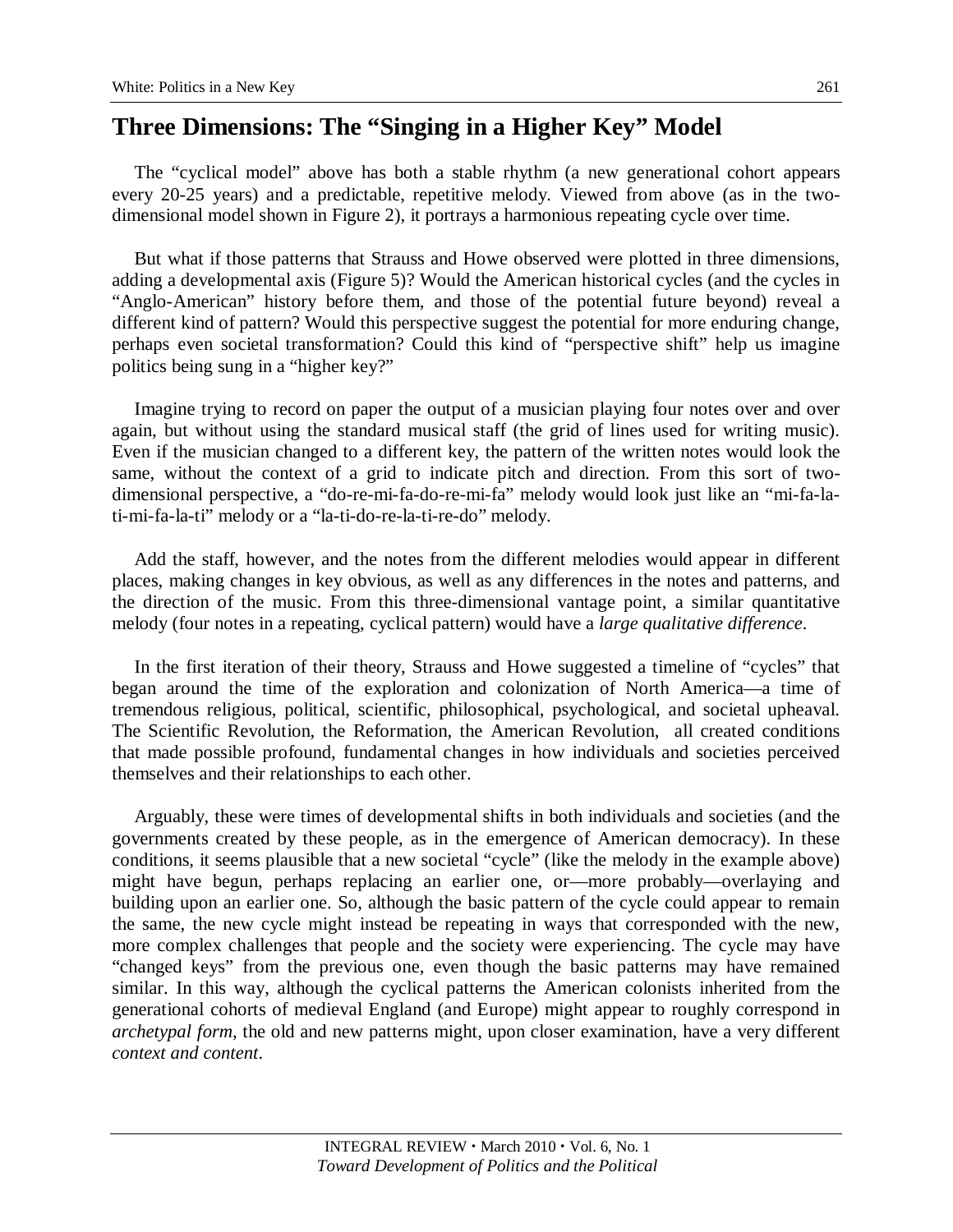## Three Dimensions: The "Singing in a Higher Key" Model

The "cyclical model" above has both a stable rhythm (a new generational cohort appears every 20-25 years) and a predictable, repetitive melody. Viewed from above (as in the two-dimensional model shown in Figure 2), it portrays a harmonious repeating cycle over time.

But what if those patterns that Strauss and Howe observed were plotted in three dimensions, adding a developmental axis (Figure 5)? Would the American historical cycles (and the cycles in "Anglo-American" history before them, and those of the potential future beyond) reveal a different kind of pattern? Would this perspective suggest the potential for more enduring change, perhaps even societal transformation? Could this kind of "perspective shift" help us imagine politics being sung in a "higher key?"

Imagine trying to record on paper the output of a musician playing four notes over and over again, but without using the standard musical staff (the grid of lines used for writing music). Even if the musician changed to a different key, the pattern of the written notes would look the same, without the context of a grid to indicate pitch and direction. From this sort of two-dimensional perspective, a "do-re-mi-fa-do-re-mi-fa" melody would look just like an "mi-fa-la-ti-mi-fa-la-ti" melody or a "la-ti-do-re-la-ti-re-do" melody.

Add the staff, however, and the notes from the different melodies would appear in different places, making changes in key obvious, as well as any differences in the notes and patterns, and the direction of the music. From this three-dimensional vantage point, a similar quantitative melody (four notes in a repeating, cyclical pattern) would have a *large qualitative difference*.

In the first iteration of their theory, Strauss and Howe suggested a timeline of "cycles" that began around the time of the exploration and colonization of North America—a time of tremendous religious, political, scientific, philosophical, psychological, and societal upheaval. The Scientific Revolution, the Reformation, the American Revolution, all created conditions that made possible profound, fundamental changes in how individuals and societies perceived themselves and their relationships to each other.

Arguably, these were times of developmental shifts in both individuals and societies (and the governments created by these people, as in the emergence of American democracy). In these conditions, it seems plausible that a new societal "cycle" (like the melody in the example above) might have begun, perhaps replacing an earlier one, or—more probably—overlaying and building upon an earlier one. So, although the basic pattern of the cycle could appear to remain the same, the new cycle might instead be repeating in ways that corresponded with the new, more complex challenges that people and the society were experiencing. The cycle may have "changed keys" from the previous one, even though the basic patterns may have remained similar. In this way, although the cyclical patterns the American colonists inherited from the generational cohorts of medieval England (and Europe) might appear to roughly correspond in *archetypal form*, the old and new patterns might, upon closer examination, have a very different *context and content*.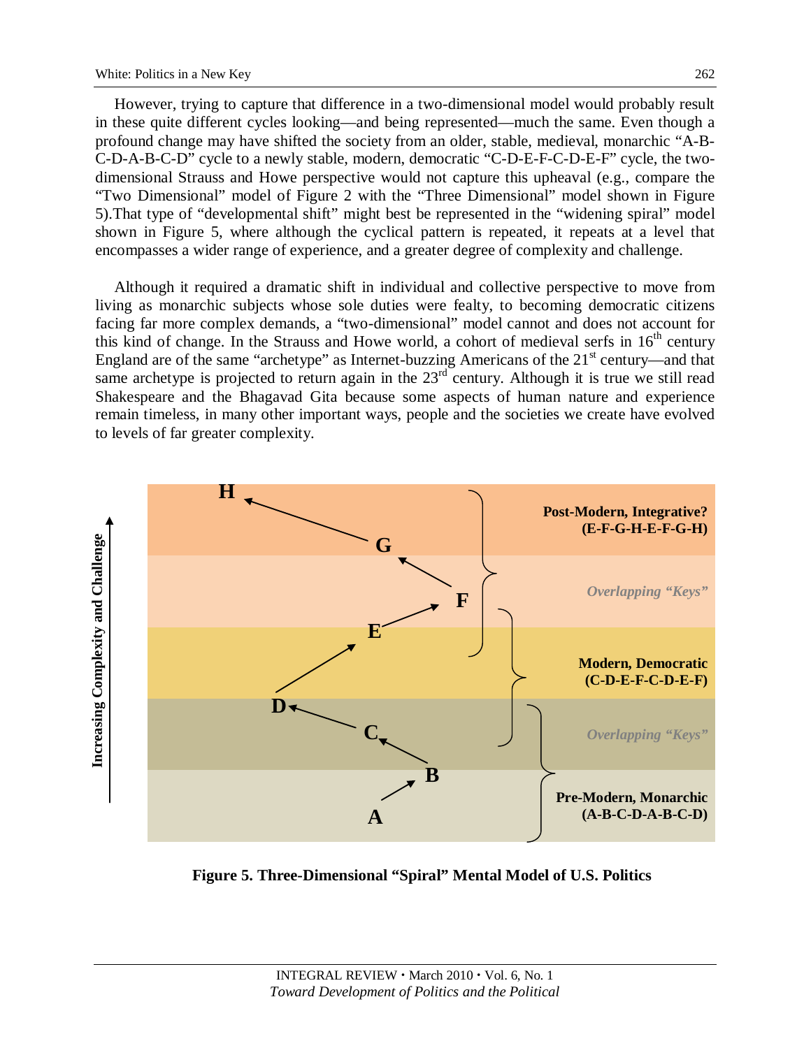However, trying to capture that difference in a two-dimensional model would probably result in these quite different cycles looking—and being represented—much the same. Even though a profound change may have shifted the society from an older, stable, medieval, monarchic "A-B-C-D-A-B-C-D" cycle to a newly stable, modern, democratic "C-D-E-F-C-D-E-F" cycle, the two-dimensional Strauss and Howe perspective would not capture this upheaval (e.g., compare the "Two Dimensional" model of Figure 2 with the "Three Dimensional" model shown in Figure 5).That type of "developmental shift" might best be represented in the "widening spiral" model shown in Figure 5, where although the cyclical pattern is repeated, it repeats at a level that encompasses a wider range of experience, and a greater degree of complexity and challenge.

Although it required a dramatic shift in individual and collective perspective to move from living as monarchic subjects whose sole duties were fealty, to becoming democratic citizens facing far more complex demands, a "two-dimensional" model cannot and does not account for this kind of change. In the Strauss and Howe world, a cohort of medieval serfs in 16th century England are of the same "archetype" as Internet-buzzing Americans of the 21st century—and that same archetype is projected to return again in the 23rd century. Although it is true we still read Shakespeare and the Bhagavad Gita because some aspects of human nature and experience remain timeless, in many other important ways, people and the societies we create have evolved to levels of far greater complexity.

**Figure 5. Three-Dimensional "Spiral" Mental Model of U.S. Politics**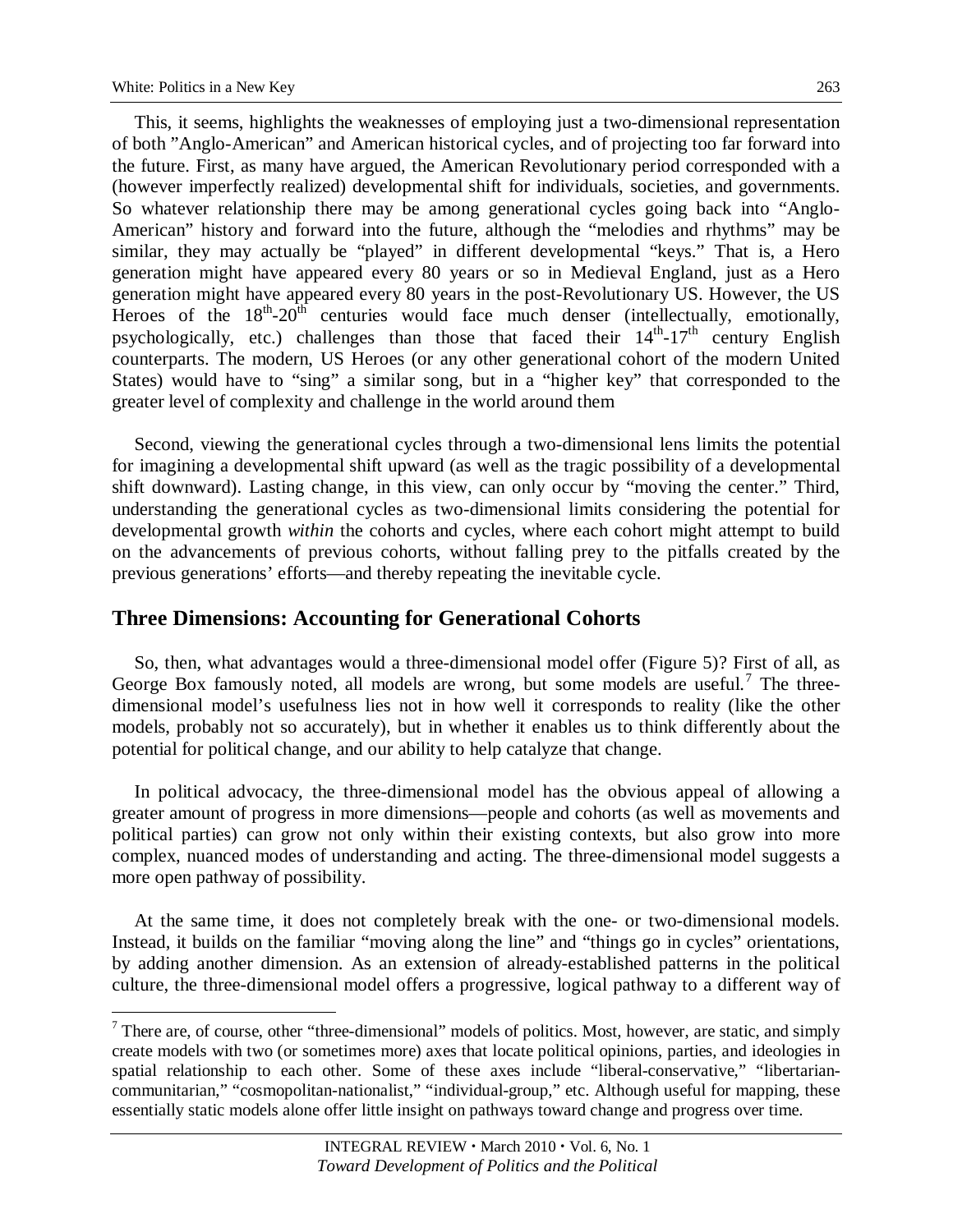This, it seems, highlights the weaknesses of employing just a two-dimensional representation of both "Anglo-American" and American historical cycles, and of projecting too far forward into the future. First, as many have argued, the American Revolutionary period corresponded with a (however imperfectly realized) developmental shift for individuals, societies, and governments. So whatever relationship there may be among generational cycles going back into "Anglo-American" history and forward into the future, although the "melodies and rhythms" may be similar, they may actually be "played" in different developmental "keys." That is, a Hero generation might have appeared every 80 years or so in Medieval England, just as a Hero generation might have appeared every 80 years in the post-Revolutionary US. However, the US Heroes of the $18^{th}$-$20^{th}$ centuries would face much denser (intellectually, emotionally, psychologically, etc.) challenges than those that faced their $14^{th}$-$17^{th}$ century English counterparts. The modern, US Heroes (or any other generational cohort of the modern United States) would have to "sing" a similar song, but in a "higher key" that corresponded to the greater level of complexity and challenge in the world around them

Second, viewing the generational cycles through a two-dimensional lens limits the potential for imagining a developmental shift upward (as well as the tragic possibility of a developmental shift downward). Lasting change, in this view, can only occur by "moving the center." Third, understanding the generational cycles as two-dimensional limits considering the potential for developmental growth *within* the cohorts and cycles, where each cohort might attempt to build on the advancements of previous cohorts, without falling prey to the pitfalls created by the previous generations' efforts—and thereby repeating the inevitable cycle.

## Three Dimensions: Accounting for Generational Cohorts

So, then, what advantages would a three-dimensional model offer (Figure 5)? First of all, as George Box famously noted, all models are wrong, but some models are useful.[7] The three-dimensional model's usefulness lies not in how well it corresponds to reality (like the other models, probably not so accurately), but in whether it enables us to think differently about the potential for political change, and our ability to help catalyze that change.

In political advocacy, the three-dimensional model has the obvious appeal of allowing a greater amount of progress in more dimensions—people and cohorts (as well as movements and political parties) can grow not only within their existing contexts, but also grow into more complex, nuanced modes of understanding and acting. The three-dimensional model suggests a more open pathway of possibility.

At the same time, it does not completely break with the one- or two-dimensional models. Instead, it builds on the familiar "moving along the line" and "things go in cycles" orientations, by adding another dimension. As an extension of already-established patterns in the political culture, the three-dimensional model offers a progressive, logical pathway to a different way of

[7] There are, of course, other "three-dimensional" models of politics. Most, however, are static, and simply create models with two (or sometimes more) axes that locate political opinions, parties, and ideologies in spatial relationship to each other. Some of these axes include "liberal-conservative," "libertarian-communitarian," "cosmopolitan-nationalist," "individual-group," etc. Although useful for mapping, these essentially static models alone offer little insight on pathways toward change and progress over time.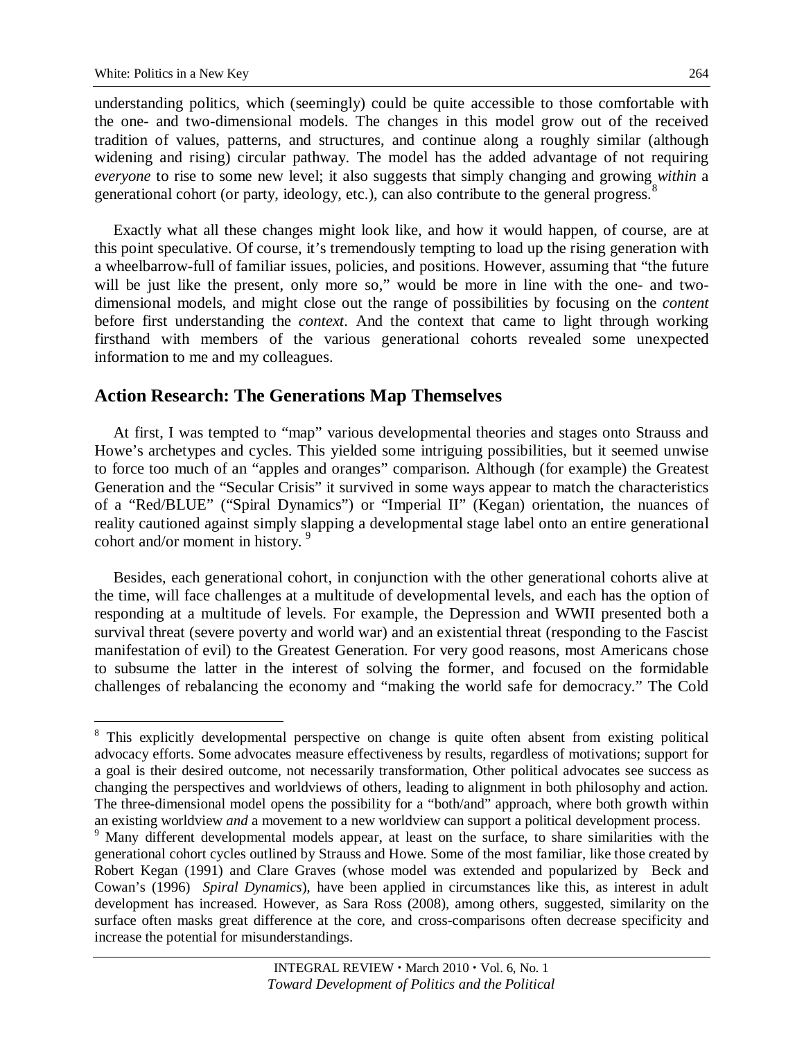understanding politics, which (seemingly) could be quite accessible to those comfortable with the one- and two-dimensional models. The changes in this model grow out of the received tradition of values, patterns, and structures, and continue along a roughly similar (although widening and rising) circular pathway. The model has the added advantage of not requiring *everyone* to rise to some new level; it also suggests that simply changing and growing *within* a generational cohort (or party, ideology, etc.), can also contribute to the general progress.[8]

Exactly what all these changes might look like, and how it would happen, of course, are at this point speculative. Of course, it's tremendously tempting to load up the rising generation with a wheelbarrow-full of familiar issues, policies, and positions. However, assuming that "the future will be just like the present, only more so," would be more in line with the one- and two-dimensional models, and might close out the range of possibilities by focusing on the *content* before first understanding the *context*. And the context that came to light through working firsthand with members of the various generational cohorts revealed some unexpected information to me and my colleagues.

## Action Research: The Generations Map Themselves

At first, I was tempted to "map" various developmental theories and stages onto Strauss and Howe's archetypes and cycles. This yielded some intriguing possibilities, but it seemed unwise to force too much of an "apples and oranges" comparison. Although (for example) the Greatest Generation and the "Secular Crisis" it survived in some ways appear to match the characteristics of a "Red/BLUE" ("Spiral Dynamics") or "Imperial II" (Kegan) orientation, the nuances of reality cautioned against simply slapping a developmental stage label onto an entire generational cohort and/or moment in history.[9]

Besides, each generational cohort, in conjunction with the other generational cohorts alive at the time, will face challenges at a multitude of developmental levels, and each has the option of responding at a multitude of levels. For example, the Depression and WWII presented both a survival threat (severe poverty and world war) and an existential threat (responding to the Fascist manifestation of evil) to the Greatest Generation. For very good reasons, most Americans chose to subsume the latter in the interest of solving the former, and focused on the formidable challenges of rebalancing the economy and "making the world safe for democracy." The Cold

---

[8] This explicitly developmental perspective on change is quite often absent from existing political advocacy efforts. Some advocates measure effectiveness by results, regardless of motivations; support for a goal is their desired outcome, not necessarily transformation, Other political advocates see success as changing the perspectives and worldviews of others, leading to alignment in both philosophy and action. The three-dimensional model opens the possibility for a "both/and" approach, where both growth within an existing worldview *and* a movement to a new worldview can support a political development process.

[9] Many different developmental models appear, at least on the surface, to share similarities with the generational cohort cycles outlined by Strauss and Howe. Some of the most familiar, like those created by Robert Kegan (1991) and Clare Graves (whose model was extended and popularized by Beck and Cowan's (1996) *Spiral Dynamics*), have been applied in circumstances like this, as interest in adult development has increased. However, as Sara Ross (2008), among others, suggested, similarity on the surface often masks great difference at the core, and cross-comparisons often decrease specificity and increase the potential for misunderstandings.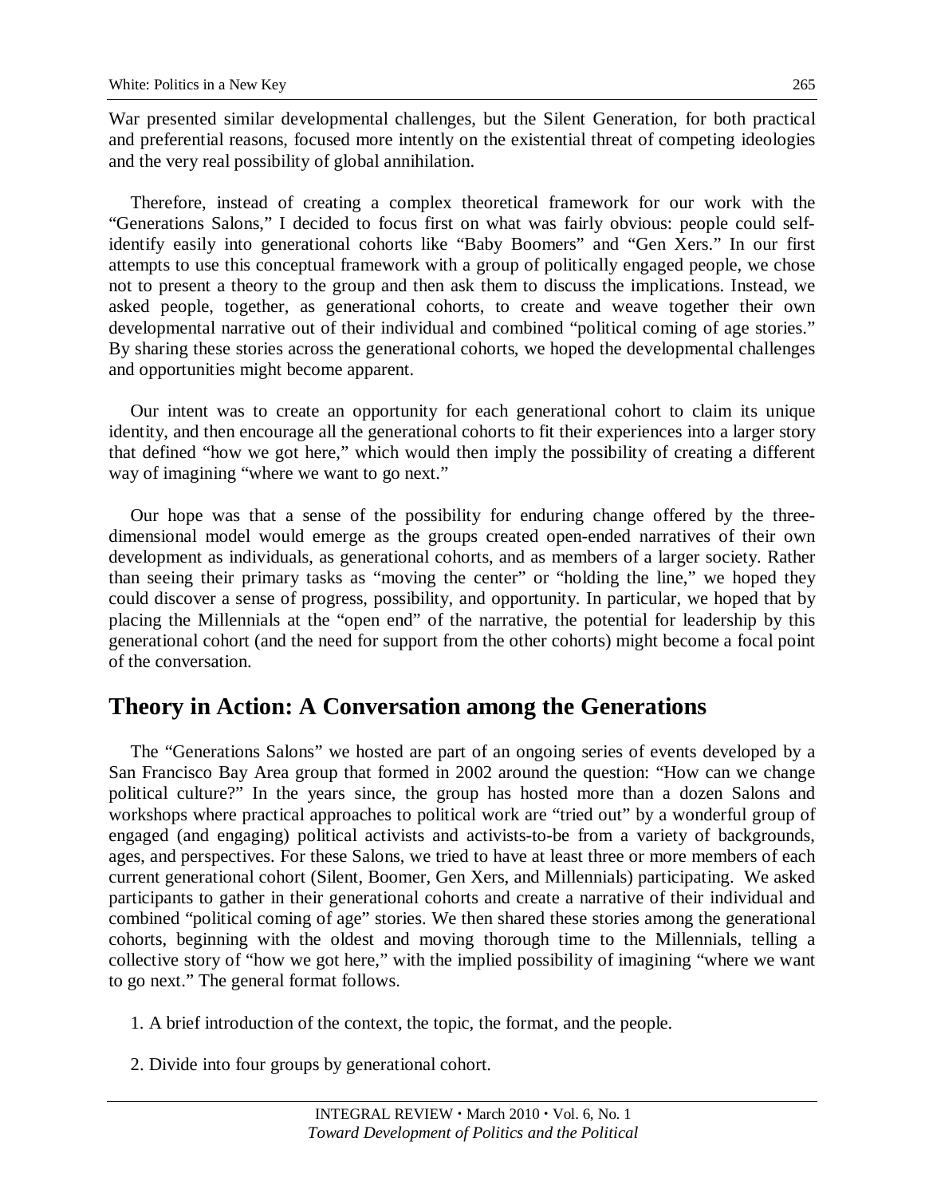War presented similar developmental challenges, but the Silent Generation, for both practical and preferential reasons, focused more intently on the existential threat of competing ideologies and the very real possibility of global annihilation.

Therefore, instead of creating a complex theoretical framework for our work with the "Generations Salons," I decided to focus first on what was fairly obvious: people could self-identify easily into generational cohorts like "Baby Boomers" and "Gen Xers." In our first attempts to use this conceptual framework with a group of politically engaged people, we chose not to present a theory to the group and then ask them to discuss the implications. Instead, we asked people, together, as generational cohorts, to create and weave together their own developmental narrative out of their individual and combined "political coming of age stories." By sharing these stories across the generational cohorts, we hoped the developmental challenges and opportunities might become apparent.

Our intent was to create an opportunity for each generational cohort to claim its unique identity, and then encourage all the generational cohorts to fit their experiences into a larger story that defined "how we got here," which would then imply the possibility of creating a different way of imagining "where we want to go next."

Our hope was that a sense of the possibility for enduring change offered by the three-dimensional model would emerge as the groups created open-ended narratives of their own development as individuals, as generational cohorts, and as members of a larger society. Rather than seeing their primary tasks as "moving the center" or "holding the line," we hoped they could discover a sense of progress, possibility, and opportunity. In particular, we hoped that by placing the Millennials at the "open end" of the narrative, the potential for leadership by this generational cohort (and the need for support from the other cohorts) might become a focal point of the conversation.

## Theory in Action: A Conversation among the Generations

The "Generations Salons" we hosted are part of an ongoing series of events developed by a San Francisco Bay Area group that formed in 2002 around the question: "How can we change political culture?" In the years since, the group has hosted more than a dozen Salons and workshops where practical approaches to political work are "tried out" by a wonderful group of engaged (and engaging) political activists and activists-to-be from a variety of backgrounds, ages, and perspectives. For these Salons, we tried to have at least three or more members of each current generational cohort (Silent, Boomer, Gen Xers, and Millennials) participating. We asked participants to gather in their generational cohorts and create a narrative of their individual and combined "political coming of age" stories. We then shared these stories among the generational cohorts, beginning with the oldest and moving thorough time to the Millennials, telling a collective story of "how we got here," with the implied possibility of imagining "where we want to go next." The general format follows.

1. A brief introduction of the context, the topic, the format, and the people.

2. Divide into four groups by generational cohort.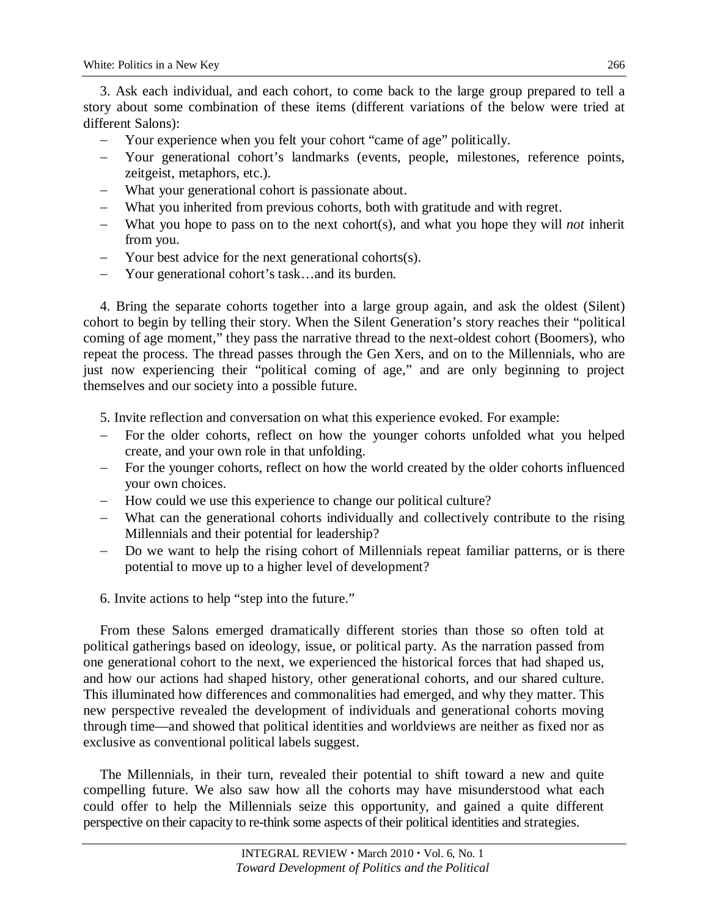3. Ask each individual, and each cohort, to come back to the large group prepared to tell a story about some combination of these items (different variations of the below were tried at different Salons):

- Your experience when you felt your cohort "came of age" politically.
- Your generational cohort's landmarks (events, people, milestones, reference points, zeitgeist, metaphors, etc.).
- What your generational cohort is passionate about.
- What you inherited from previous cohorts, both with gratitude and with regret.
- What you hope to pass on to the next cohort(s), and what you hope they will *not* inherit from you.
- Your best advice for the next generational cohorts(s).
- Your generational cohort's task…and its burden.

4. Bring the separate cohorts together into a large group again, and ask the oldest (Silent) cohort to begin by telling their story. When the Silent Generation's story reaches their "political coming of age moment," they pass the narrative thread to the next-oldest cohort (Boomers), who repeat the process. The thread passes through the Gen Xers, and on to the Millennials, who are just now experiencing their "political coming of age," and are only beginning to project themselves and our society into a possible future.

5. Invite reflection and conversation on what this experience evoked. For example:

- For the older cohorts, reflect on how the younger cohorts unfolded what you helped create, and your own role in that unfolding.
- For the younger cohorts, reflect on how the world created by the older cohorts influenced your own choices.
- How could we use this experience to change our political culture?
- What can the generational cohorts individually and collectively contribute to the rising Millennials and their potential for leadership?
- Do we want to help the rising cohort of Millennials repeat familiar patterns, or is there potential to move up to a higher level of development?

6. Invite actions to help "step into the future."

From these Salons emerged dramatically different stories than those so often told at political gatherings based on ideology, issue, or political party. As the narration passed from one generational cohort to the next, we experienced the historical forces that had shaped us, and how our actions had shaped history, other generational cohorts, and our shared culture. This illuminated how differences and commonalities had emerged, and why they matter. This new perspective revealed the development of individuals and generational cohorts moving through time—and showed that political identities and worldviews are neither as fixed nor as exclusive as conventional political labels suggest.

The Millennials, in their turn, revealed their potential to shift toward a new and quite compelling future. We also saw how all the cohorts may have misunderstood what each could offer to help the Millennials seize this opportunity, and gained a quite different perspective on their capacity to re-think some aspects of their political identities and strategies.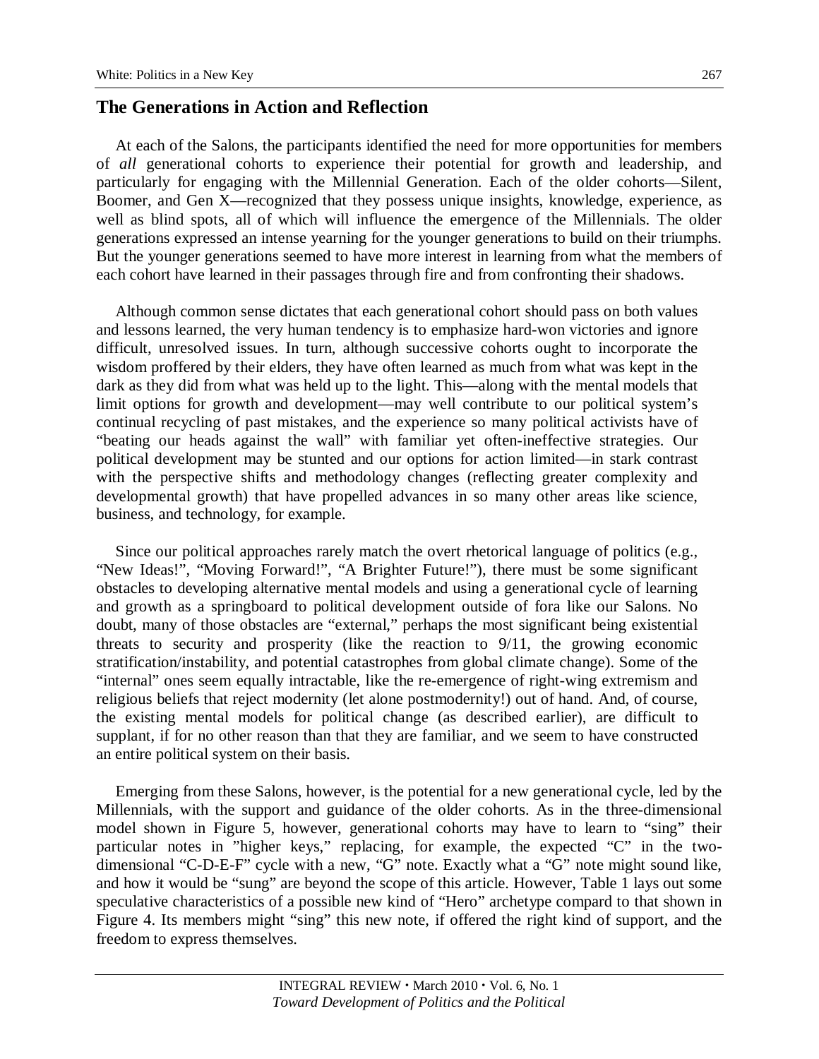## The Generations in Action and Reflection

At each of the Salons, the participants identified the need for more opportunities for members of *all* generational cohorts to experience their potential for growth and leadership, and particularly for engaging with the Millennial Generation. Each of the older cohorts—Silent, Boomer, and Gen X—recognized that they possess unique insights, knowledge, experience, as well as blind spots, all of which will influence the emergence of the Millennials. The older generations expressed an intense yearning for the younger generations to build on their triumphs. But the younger generations seemed to have more interest in learning from what the members of each cohort have learned in their passages through fire and from confronting their shadows.

Although common sense dictates that each generational cohort should pass on both values and lessons learned, the very human tendency is to emphasize hard-won victories and ignore difficult, unresolved issues. In turn, although successive cohorts ought to incorporate the wisdom proffered by their elders, they have often learned as much from what was kept in the dark as they did from what was held up to the light. This—along with the mental models that limit options for growth and development—may well contribute to our political system's continual recycling of past mistakes, and the experience so many political activists have of "beating our heads against the wall" with familiar yet often-ineffective strategies. Our political development may be stunted and our options for action limited—in stark contrast with the perspective shifts and methodology changes (reflecting greater complexity and developmental growth) that have propelled advances in so many other areas like science, business, and technology, for example.

Since our political approaches rarely match the overt rhetorical language of politics (e.g., "New Ideas!", "Moving Forward!", "A Brighter Future!"), there must be some significant obstacles to developing alternative mental models and using a generational cycle of learning and growth as a springboard to political development outside of fora like our Salons. No doubt, many of those obstacles are "external," perhaps the most significant being existential threats to security and prosperity (like the reaction to 9/11, the growing economic stratification/instability, and potential catastrophes from global climate change). Some of the "internal" ones seem equally intractable, like the re-emergence of right-wing extremism and religious beliefs that reject modernity (let alone postmodernity!) out of hand. And, of course, the existing mental models for political change (as described earlier), are difficult to supplant, if for no other reason than that they are familiar, and we seem to have constructed an entire political system on their basis.

Emerging from these Salons, however, is the potential for a new generational cycle, led by the Millennials, with the support and guidance of the older cohorts. As in the three-dimensional model shown in Figure 5, however, generational cohorts may have to learn to "sing" their particular notes in "higher keys," replacing, for example, the expected "C" in the two-dimensional "C-D-E-F" cycle with a new, "G" note. Exactly what a "G" note might sound like, and how it would be "sung" are beyond the scope of this article. However, Table 1 lays out some speculative characteristics of a possible new kind of "Hero" archetype compard to that shown in Figure 4. Its members might "sing" this new note, if offered the right kind of support, and the freedom to express themselves.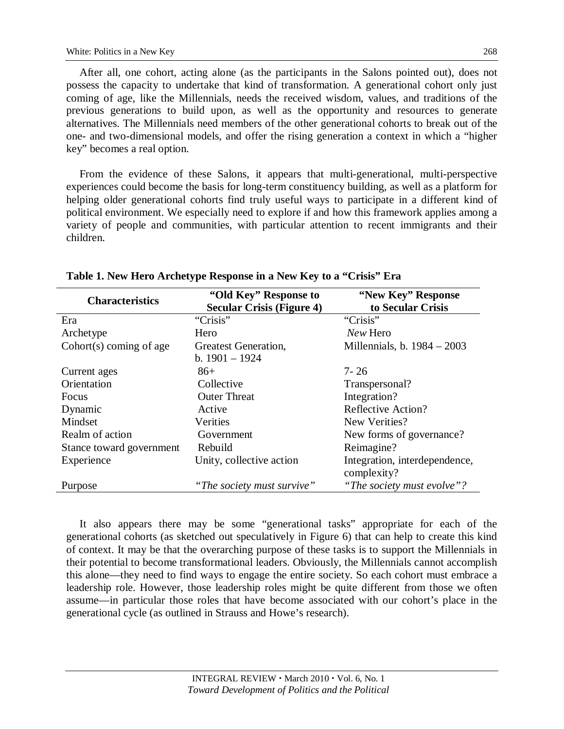After all, one cohort, acting alone (as the participants in the Salons pointed out), does not possess the capacity to undertake that kind of transformation. A generational cohort only just coming of age, like the Millennials, needs the received wisdom, values, and traditions of the previous generations to build upon, as well as the opportunity and resources to generate alternatives. The Millennials need members of the other generational cohorts to break out of the one- and two-dimensional models, and offer the rising generation a context in which a "higher key" becomes a real option.

From the evidence of these Salons, it appears that multi-generational, multi-perspective experiences could become the basis for long-term constituency building, as well as a platform for helping older generational cohorts find truly useful ways to participate in a different kind of political environment. We especially need to explore if and how this framework applies among a variety of people and communities, with particular attention to recent immigrants and their children.

**Table 1. New Hero Archetype Response in a New Key to a "Crisis" Era**

| Characteristics | "Old Key" Response to Secular Crisis (Figure 4) | "New Key" Response to Secular Crisis |
|---|---|---|
| Era | "Crisis" | "Crisis" |
| Archetype | Hero | *New* Hero |
| Cohort(s) coming of age | Greatest Generation, b. 1901 – 1924 | Millennials, b. 1984 – 2003 |
| Current ages | 86+ | 7- 26 |
| Orientation | Collective | Transpersonal? |
| Focus | Outer Threat | Integration? |
| Dynamic | Active | Reflective Action? |
| Mindset | Verities | New Verities? |
| Realm of action | Government | New forms of governance? |
| Stance toward government | Rebuild | Reimagine? |
| Experience | Unity, collective action | Integration, interdependence, complexity? |
| Purpose | *"The society must survive"* | *"The society must evolve"?* |

It also appears there may be some "generational tasks" appropriate for each of the generational cohorts (as sketched out speculatively in Figure 6) that can help to create this kind of context. It may be that the overarching purpose of these tasks is to support the Millennials in their potential to become transformational leaders. Obviously, the Millennials cannot accomplish this alone—they need to find ways to engage the entire society. So each cohort must embrace a leadership role. However, those leadership roles might be quite different from those we often assume—in particular those roles that have become associated with our cohort's place in the generational cycle (as outlined in Strauss and Howe's research).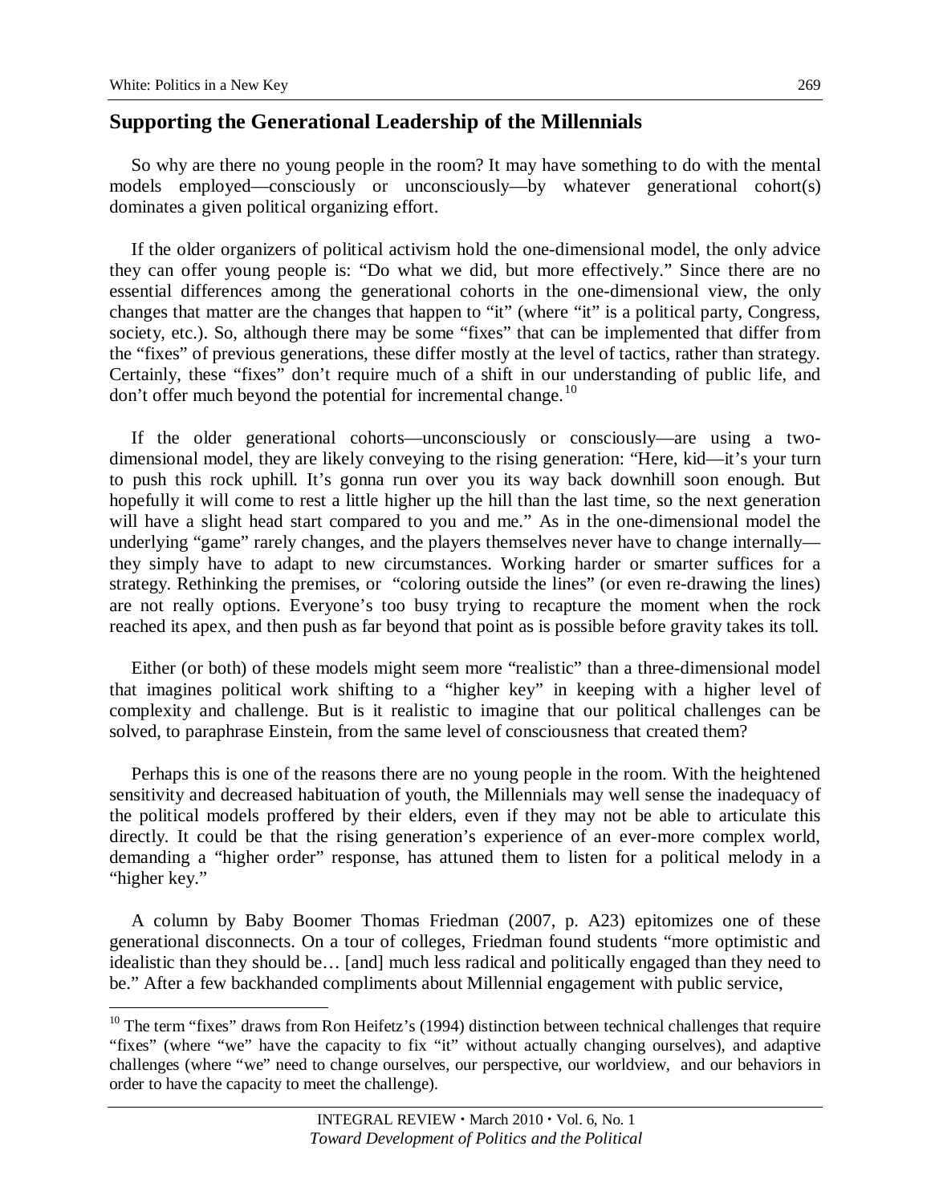## Supporting the Generational Leadership of the Millennials

So why are there no young people in the room? It may have something to do with the mental models employed—consciously or unconsciously—by whatever generational cohort(s) dominates a given political organizing effort.

If the older organizers of political activism hold the one-dimensional model, the only advice they can offer young people is: "Do what we did, but more effectively." Since there are no essential differences among the generational cohorts in the one-dimensional view, the only changes that matter are the changes that happen to "it" (where "it" is a political party, Congress, society, etc.). So, although there may be some "fixes" that can be implemented that differ from the "fixes" of previous generations, these differ mostly at the level of tactics, rather than strategy. Certainly, these "fixes" don't require much of a shift in our understanding of public life, and don't offer much beyond the potential for incremental change.[10]

If the older generational cohorts—unconsciously or consciously—are using a two-dimensional model, they are likely conveying to the rising generation: "Here, kid—it's your turn to push this rock uphill. It's gonna run over you its way back downhill soon enough. But hopefully it will come to rest a little higher up the hill than the last time, so the next generation will have a slight head start compared to you and me." As in the one-dimensional model the underlying "game" rarely changes, and the players themselves never have to change internally—they simply have to adapt to new circumstances. Working harder or smarter suffices for a strategy. Rethinking the premises, or "coloring outside the lines" (or even re-drawing the lines) are not really options. Everyone's too busy trying to recapture the moment when the rock reached its apex, and then push as far beyond that point as is possible before gravity takes its toll.

Either (or both) of these models might seem more "realistic" than a three-dimensional model that imagines political work shifting to a "higher key" in keeping with a higher level of complexity and challenge. But is it realistic to imagine that our political challenges can be solved, to paraphrase Einstein, from the same level of consciousness that created them?

Perhaps this is one of the reasons there are no young people in the room. With the heightened sensitivity and decreased habituation of youth, the Millennials may well sense the inadequacy of the political models proffered by their elders, even if they may not be able to articulate this directly. It could be that the rising generation's experience of an ever-more complex world, demanding a "higher order" response, has attuned them to listen for a political melody in a "higher key."

A column by Baby Boomer Thomas Friedman (2007, p. A23) epitomizes one of these generational disconnects. On a tour of colleges, Friedman found students "more optimistic and idealistic than they should be… [and] much less radical and politically engaged than they need to be." After a few backhanded compliments about Millennial engagement with public service,

---

[10] The term "fixes" draws from Ron Heifetz's (1994) distinction between technical challenges that require "fixes" (where "we" have the capacity to fix "it" without actually changing ourselves), and adaptive challenges (where "we" need to change ourselves, our perspective, our worldview, and our behaviors in order to have the capacity to meet the challenge).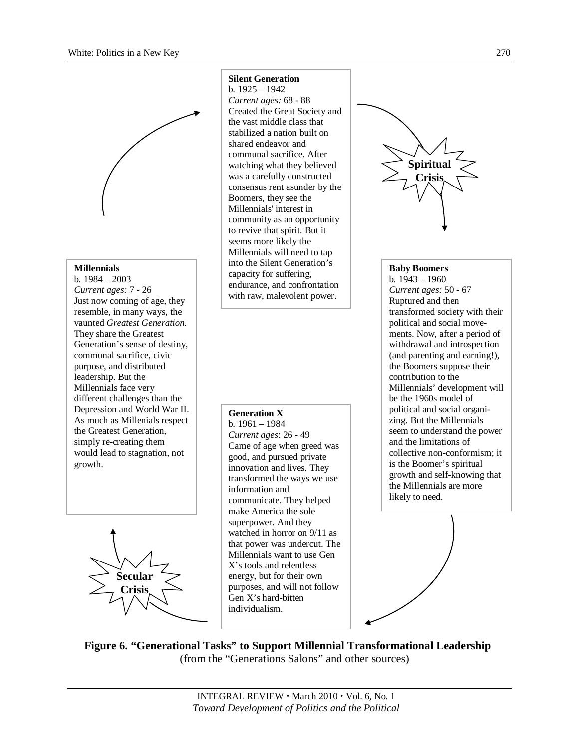**Silent Generation**
b. 1925 – 1942
*Current ages:* 68 - 88
Created the Great Society and the vast middle class that stabilized a nation built on shared endeavor and communal sacrifice. After watching what they believed was a carefully constructed consensus rent asunder by the Boomers, they see the Millennials' interest in community as an opportunity to revive that spirit. But it seems more likely the Millennials will need to tap into the Silent Generation's capacity for suffering, endurance, and confrontation with raw, malevolent power.

**Spiritual Crisis**

**Baby Boomers**
b. 1943 – 1960
*Current ages:* 50 - 67
Ruptured and then transformed society with their political and social movements. Now, after a period of withdrawal and introspection (and parenting and earning!), the Boomers suppose their contribution to the Millennials' development will be the 1960s model of political and social organizing. But the Millennials seem to understand the power and the limitations of collective non-conformism; it is the Boomer's spiritual growth and self-knowing that the Millennials are more likely to need.

**Generation X**
b. 1961 – 1984
*Current ages*: 26 - 49
Came of age when greed was good, and pursued private innovation and lives. They transformed the ways we use information and communicate. They helped make America the sole superpower. And they watched in horror on 9/11 as that power was undercut. The Millennials want to use Gen X's tools and relentless energy, but for their own purposes, and will not follow Gen X's hard-bitten individualism.

**Secular Crisis**

**Millennials**
b. 1984 – 2003
*Current ages:* 7 - 26
Just now coming of age, they resemble, in many ways, the vaunted *Greatest Generation*. They share the Greatest Generation's sense of destiny, communal sacrifice, civic purpose, and distributed leadership. But the Millennials face very different challenges than the Depression and World War II. As much as Millenials respect the Greatest Generation, simply re-creating them would lead to stagnation, not growth.

**Figure 6. "Generational Tasks" to Support Millennial Transformational Leadership**
(from the "Generations Salons" and other sources)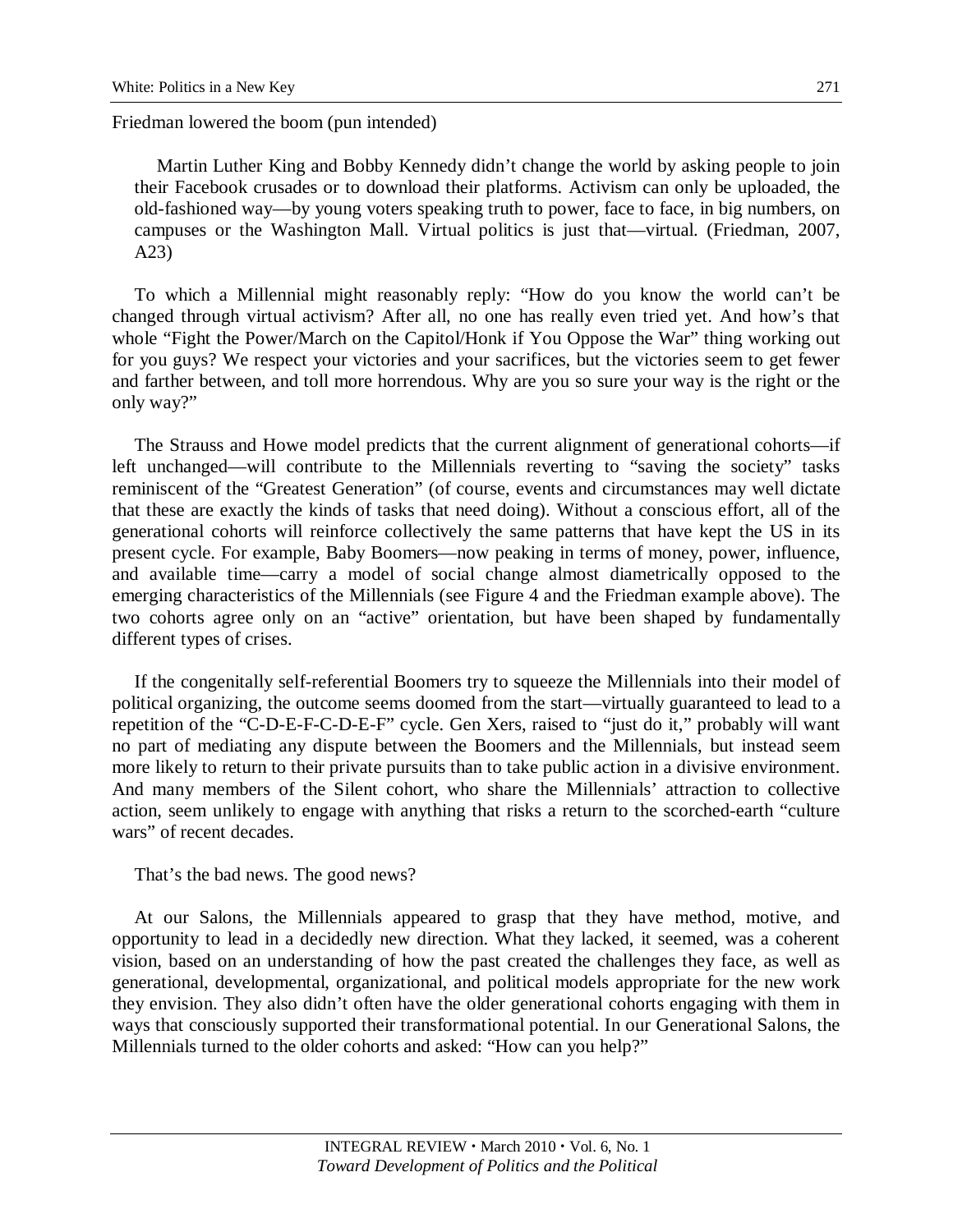Friedman lowered the boom (pun intended)

> Martin Luther King and Bobby Kennedy didn't change the world by asking people to join their Facebook crusades or to download their platforms. Activism can only be uploaded, the old-fashioned way—by young voters speaking truth to power, face to face, in big numbers, on campuses or the Washington Mall. Virtual politics is just that—virtual. (Friedman, 2007, A23)

To which a Millennial might reasonably reply: "How do you know the world can't be changed through virtual activism? After all, no one has really even tried yet. And how's that whole "Fight the Power/March on the Capitol/Honk if You Oppose the War" thing working out for you guys? We respect your victories and your sacrifices, but the victories seem to get fewer and farther between, and toll more horrendous. Why are you so sure your way is the right or the only way?"

The Strauss and Howe model predicts that the current alignment of generational cohorts—if left unchanged—will contribute to the Millennials reverting to "saving the society" tasks reminiscent of the "Greatest Generation" (of course, events and circumstances may well dictate that these are exactly the kinds of tasks that need doing). Without a conscious effort, all of the generational cohorts will reinforce collectively the same patterns that have kept the US in its present cycle. For example, Baby Boomers—now peaking in terms of money, power, influence, and available time—carry a model of social change almost diametrically opposed to the emerging characteristics of the Millennials (see Figure 4 and the Friedman example above). The two cohorts agree only on an "active" orientation, but have been shaped by fundamentally different types of crises.

If the congenitally self-referential Boomers try to squeeze the Millennials into their model of political organizing, the outcome seems doomed from the start—virtually guaranteed to lead to a repetition of the "C-D-E-F-C-D-E-F" cycle. Gen Xers, raised to "just do it," probably will want no part of mediating any dispute between the Boomers and the Millennials, but instead seem more likely to return to their private pursuits than to take public action in a divisive environment. And many members of the Silent cohort, who share the Millennials' attraction to collective action, seem unlikely to engage with anything that risks a return to the scorched-earth "culture wars" of recent decades.

That's the bad news. The good news?

At our Salons, the Millennials appeared to grasp that they have method, motive, and opportunity to lead in a decidedly new direction. What they lacked, it seemed, was a coherent vision, based on an understanding of how the past created the challenges they face, as well as generational, developmental, organizational, and political models appropriate for the new work they envision. They also didn't often have the older generational cohorts engaging with them in ways that consciously supported their transformational potential. In our Generational Salons, the Millennials turned to the older cohorts and asked: "How can you help?"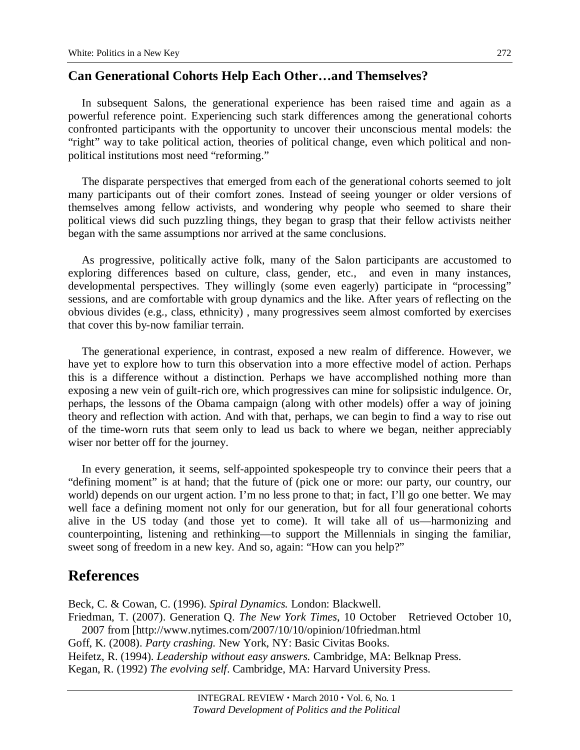## Can Generational Cohorts Help Each Other…and Themselves?

In subsequent Salons, the generational experience has been raised time and again as a powerful reference point. Experiencing such stark differences among the generational cohorts confronted participants with the opportunity to uncover their unconscious mental models: the "right" way to take political action, theories of political change, even which political and non-political institutions most need "reforming."

The disparate perspectives that emerged from each of the generational cohorts seemed to jolt many participants out of their comfort zones. Instead of seeing younger or older versions of themselves among fellow activists, and wondering why people who seemed to share their political views did such puzzling things, they began to grasp that their fellow activists neither began with the same assumptions nor arrived at the same conclusions.

As progressive, politically active folk, many of the Salon participants are accustomed to exploring differences based on culture, class, gender, etc., and even in many instances, developmental perspectives. They willingly (some even eagerly) participate in "processing" sessions, and are comfortable with group dynamics and the like. After years of reflecting on the obvious divides (e.g., class, ethnicity) , many progressives seem almost comforted by exercises that cover this by-now familiar terrain.

The generational experience, in contrast, exposed a new realm of difference. However, we have yet to explore how to turn this observation into a more effective model of action. Perhaps this is a difference without a distinction. Perhaps we have accomplished nothing more than exposing a new vein of guilt-rich ore, which progressives can mine for solipsistic indulgence. Or, perhaps, the lessons of the Obama campaign (along with other models) offer a way of joining theory and reflection with action. And with that, perhaps, we can begin to find a way to rise out of the time-worn ruts that seem only to lead us back to where we began, neither appreciably wiser nor better off for the journey.

In every generation, it seems, self-appointed spokespeople try to convince their peers that a "defining moment" is at hand; that the future of (pick one or more: our party, our country, our world) depends on our urgent action. I'm no less prone to that; in fact, I'll go one better. We may well face a defining moment not only for our generation, but for all four generational cohorts alive in the US today (and those yet to come). It will take all of us—harmonizing and counterpointing, listening and rethinking—to support the Millennials in singing the familiar, sweet song of freedom in a new key. And so, again: "How can you help?"

# References

Beck, C. & Cowan, C. (1996). *Spiral Dynamics.* London: Blackwell.

Friedman, T. (2007). Generation Q. *The New York Times*, 10 October Retrieved October 10, 2007 from [http://www.nytimes.com/2007/10/10/opinion/10friedman.html

Goff, K. (2008). *Party crashing.* New York, NY: Basic Civitas Books.

Heifetz, R. (1994). *Leadership without easy answers.* Cambridge, MA: Belknap Press.

Kegan, R. (1992) *The evolving self*. Cambridge, MA: Harvard University Press.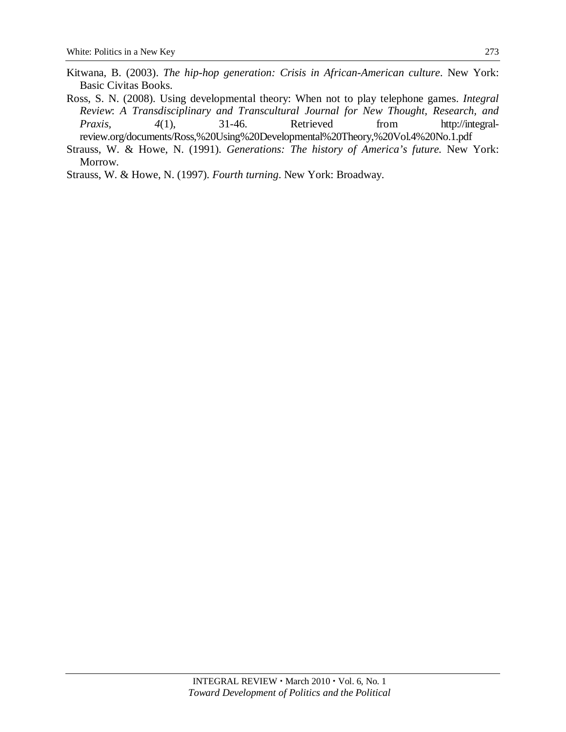Kitwana, B. (2003). *The hip-hop generation: Crisis in African-American culture*. New York: Basic Civitas Books.

Ross, S. N. (2008). Using developmental theory: When not to play telephone games. *Integral Review: A Transdisciplinary and Transcultural Journal for New Thought, Research, and Praxis, 4*(1), 31-46. Retrieved from http://integral-review.org/documents/Ross,%20Using%20Developmental%20Theory,%20Vol.4%20No.1.pdf

Strauss, W. & Howe, N. (1991). *Generations: The history of America's future.* New York: Morrow.

Strauss, W. & Howe, N. (1997). *Fourth turning*. New York: Broadway.